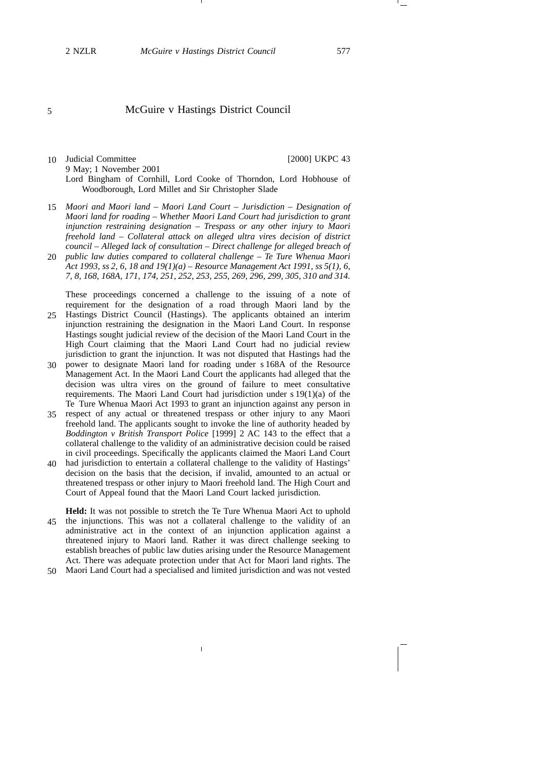# McGuire v Hastings District Council

Judicial Committee [2000] UKPC 43

9 May; 1 November 2001

Lord Bingham of Cornhill, Lord Cooke of Thorndon, Lord Hobhouse of Woodborough, Lord Millet and Sir Christopher Slade

*Maori and Maori land – Maori Land Court – Jurisdiction – Designation of Maori land for roading – Whether Maori Land Court had jurisdiction to grant injunction restraining designation – Trespass or any other injury to Maori freehold land – Collateral attack on alleged ultra vires decision of district council – Alleged lack of consultation – Direct challenge for alleged breach of public law duties compared to collateral challenge – Te Ture Whenua Maori Act 1993, ss 2, 6, 18 and 19(1)(a) – Resource Management Act 1991, ss 5(1), 6, 7, 8, 168, 168A, 171, 174, 251, 252, 253, 255, 269, 296, 299, 305, 310 and 314.*

These proceedings concerned a challenge to the issuing of a note of requirement for the designation of a road through Maori land by the Hastings District Council (Hastings). The applicants obtained an interim injunction restraining the designation in the Maori Land Court. In response Hastings sought judicial review of the decision of the Maori Land Court in the High Court claiming that the Maori Land Court had no judicial review jurisdiction to grant the injunction. It was not disputed that Hastings had the power to designate Maori land for roading under s 168A of the Resource Management Act. In the Maori Land Court the applicants had alleged that the decision was ultra vires on the ground of failure to meet consultative requirements. The Maori Land Court had jurisdiction under s 19(1)(a) of the Te Ture Whenua Maori Act 1993 to grant an injunction against any person in respect of any actual or threatened trespass or other injury to any Maori freehold land. The applicants sought to invoke the line of authority headed by *Boddington v British Transport Police* [1999] 2 AC 143 to the effect that a collateral challenge to the validity of an administrative decision could be raised in civil proceedings. Specifically the applicants claimed the Maori Land Court had jurisdiction to entertain a collateral challenge to the validity of Hastings' decision on the basis that the decision, if invalid, amounted to an actual or threatened trespass or other injury to Maori freehold land. The High Court and Court of Appeal found that the Maori Land Court lacked jurisdiction.

**Held:** It was not possible to stretch the Te Ture Whenua Maori Act to uphold the injunctions. This was not a collateral challenge to the validity of an administrative act in the context of an injunction application against a threatened injury to Maori land. Rather it was direct challenge seeking to establish breaches of public law duties arising under the Resource Management Act. There was adequate protection under that Act for Maori land rights. The Maori Land Court had a specialised and limited jurisdiction and was not vested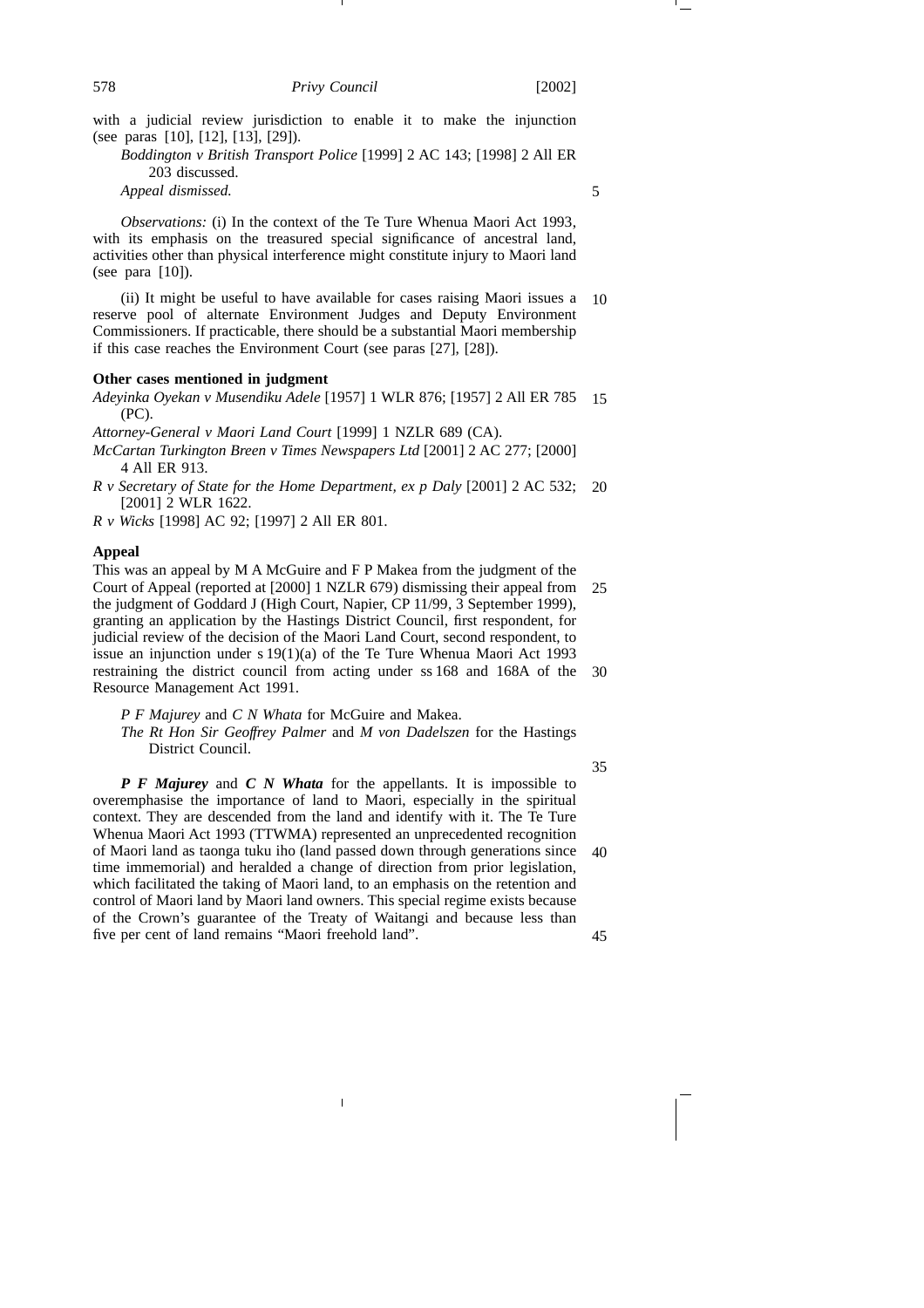with a judicial review jurisdiction to enable it to make the injunction (see paras [10], [12], [13], [29]).

*Boddington v British Transport Police* [1999] 2 AC 143; [1998] 2 All ER 203 discussed.

*Appeal dismissed.*

*Observations:* (i) In the context of the Te Ture Whenua Maori Act 1993, with its emphasis on the treasured special significance of ancestral land, activities other than physical interference might constitute injury to Maori land (see para [10]).

(ii) It might be useful to have available for cases raising Maori issues a reserve pool of alternate Environment Judges and Deputy Environment Commissioners. If practicable, there should be a substantial Maori membership if this case reaches the Environment Court (see paras [27], [28]).

**Other cases mentioned in judgment**

*Adeyinka Oyekan v Musendiku Adele* [1957] 1 WLR 876; [1957] 2 All ER 785 (PC).

*Attorney-General v Maori Land Court* [1999] 1 NZLR 689 (CA).

*McCartan Turkington Breen v Times Newspapers Ltd* [2001] 2 AC 277; [2000] 4 All ER 913.

*R v Secretary of State for the Home Department, ex p Daly* [2001] 2 AC 532; [2001] 2 WLR 1622.

*R v Wicks* [1998] AC 92; [1997] 2 All ER 801.

**Appeal**

This was an appeal by M A McGuire and F P Makea from the judgment of the Court of Appeal (reported at [2000] 1 NZLR 679) dismissing their appeal from the judgment of Goddard J (High Court, Napier, CP 11/99, 3 September 1999), granting an application by the Hastings District Council, first respondent, for judicial review of the decision of the Maori Land Court, second respondent, to issue an injunction under s 19(1)(a) of the Te Ture Whenua Maori Act 1993 restraining the district council from acting under ss 168 and 168A of the Resource Management Act 1991.

*P F Majurey* and *C N Whata* for McGuire and Makea.

*The Rt Hon Sir Geoffrey Palmer* and *M von Dadelszen* for the Hastings District Council.

***P F Majurey*** and ***C N Whata*** for the appellants. It is impossible to overemphasise the importance of land to Maori, especially in the spiritual context. They are descended from the land and identify with it. The Te Ture Whenua Maori Act 1993 (TTWMA) represented an unprecedented recognition of Maori land as taonga tuku iho (land passed down through generations since time immemorial) and heralded a change of direction from prior legislation, which facilitated the taking of Maori land, to an emphasis on the retention and control of Maori land by Maori land owners. This special regime exists because of the Crown's guarantee of the Treaty of Waitangi and because less than five per cent of land remains "Maori freehold land".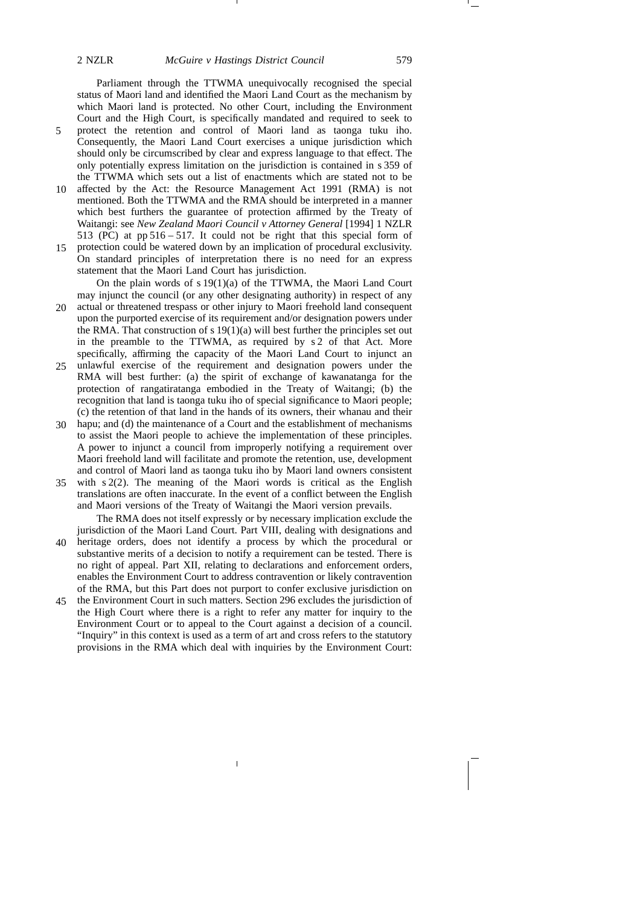Parliament through the TTWMA unequivocally recognised the special status of Maori land and identified the Maori Land Court as the mechanism by which Maori land is protected. No other Court, including the Environment Court and the High Court, is specifically mandated and required to seek to protect the retention and control of Maori land as taonga tuku iho. Consequently, the Maori Land Court exercises a unique jurisdiction which should only be circumscribed by clear and express language to that effect. The only potentially express limitation on the jurisdiction is contained in s 359 of the TTWMA which sets out a list of enactments which are stated not to be affected by the Act: the Resource Management Act 1991 (RMA) is not mentioned. Both the TTWMA and the RMA should be interpreted in a manner which best furthers the guarantee of protection affirmed by the Treaty of Waitangi: see *New Zealand Maori Council v Attorney General* [1994] 1 NZLR 513 (PC) at pp 516 – 517. It could not be right that this special form of protection could be watered down by an implication of procedural exclusivity. On standard principles of interpretation there is no need for an express statement that the Maori Land Court has jurisdiction.

On the plain words of s 19(1)(a) of the TTWMA, the Maori Land Court may injunct the council (or any other designating authority) in respect of any actual or threatened trespass or other injury to Maori freehold land consequent upon the purported exercise of its requirement and/or designation powers under the RMA. That construction of s 19(1)(a) will best further the principles set out in the preamble to the TTWMA, as required by s 2 of that Act. More specifically, affirming the capacity of the Maori Land Court to injunct an unlawful exercise of the requirement and designation powers under the RMA will best further: (a) the spirit of exchange of kawanatanga for the protection of rangatiratanga embodied in the Treaty of Waitangi; (b) the recognition that land is taonga tuku iho of special significance to Maori people; (c) the retention of that land in the hands of its owners, their whanau and their hapu; and (d) the maintenance of a Court and the establishment of mechanisms to assist the Maori people to achieve the implementation of these principles. A power to injunct a council from improperly notifying a requirement over Maori freehold land will facilitate and promote the retention, use, development and control of Maori land as taonga tuku iho by Maori land owners consistent with s 2(2). The meaning of the Maori words is critical as the English translations are often inaccurate. In the event of a conflict between the English and Maori versions of the Treaty of Waitangi the Maori version prevails.

The RMA does not itself expressly or by necessary implication exclude the jurisdiction of the Maori Land Court. Part VIII, dealing with designations and heritage orders, does not identify a process by which the procedural or substantive merits of a decision to notify a requirement can be tested. There is no right of appeal. Part XII, relating to declarations and enforcement orders, enables the Environment Court to address contravention or likely contravention of the RMA, but this Part does not purport to confer exclusive jurisdiction on the Environment Court in such matters. Section 296 excludes the jurisdiction of the High Court where there is a right to refer any matter for inquiry to the Environment Court or to appeal to the Court against a decision of a council. "Inquiry" in this context is used as a term of art and cross refers to the statutory provisions in the RMA which deal with inquiries by the Environment Court: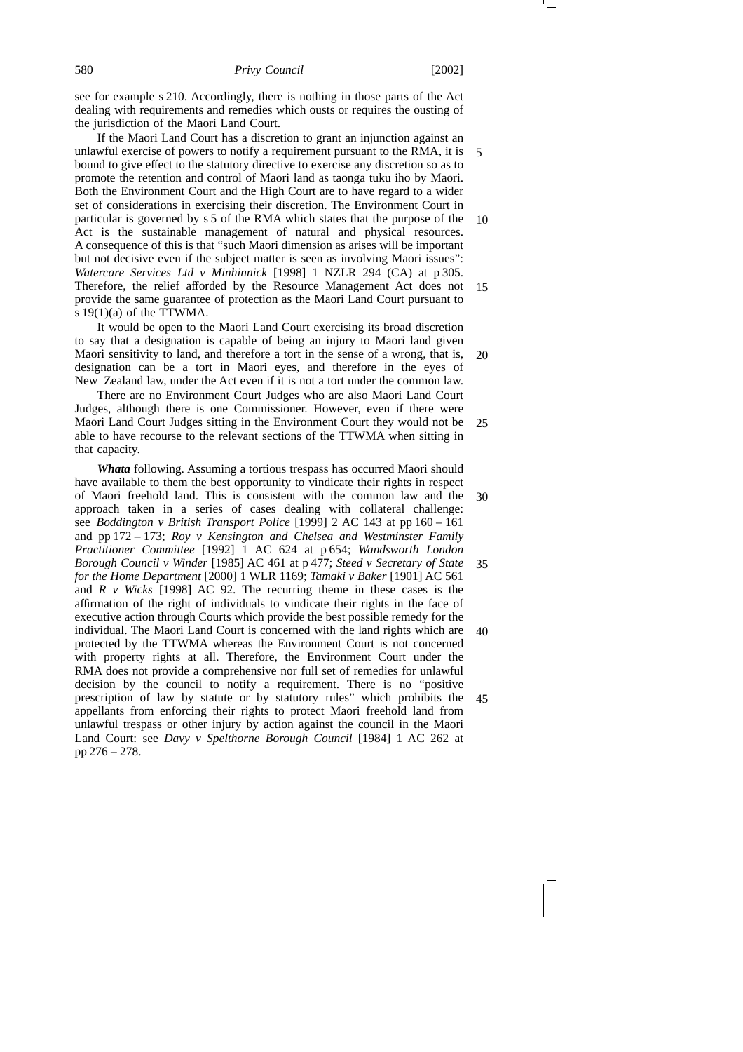see for example s 210. Accordingly, there is nothing in those parts of the Act dealing with requirements and remedies which ousts or requires the ousting of the jurisdiction of the Maori Land Court.

If the Maori Land Court has a discretion to grant an injunction against an unlawful exercise of powers to notify a requirement pursuant to the RMA, it is bound to give effect to the statutory directive to exercise any discretion so as to promote the retention and control of Maori land as taonga tuku iho by Maori. Both the Environment Court and the High Court are to have regard to a wider set of considerations in exercising their discretion. The Environment Court in particular is governed by s 5 of the RMA which states that the purpose of the Act is the sustainable management of natural and physical resources. A consequence of this is that "such Maori dimension as arises will be important but not decisive even if the subject matter is seen as involving Maori issues": *Watercare Services Ltd v Minhinnick* [1998] 1 NZLR 294 (CA) at p 305. Therefore, the relief afforded by the Resource Management Act does not provide the same guarantee of protection as the Maori Land Court pursuant to s 19(1)(a) of the TTWMA.

It would be open to the Maori Land Court exercising its broad discretion to say that a designation is capable of being an injury to Maori land given Maori sensitivity to land, and therefore a tort in the sense of a wrong, that is, designation can be a tort in Maori eyes, and therefore in the eyes of New Zealand law, under the Act even if it is not a tort under the common law.

There are no Environment Court Judges who are also Maori Land Court Judges, although there is one Commissioner. However, even if there were Maori Land Court Judges sitting in the Environment Court they would not be able to have recourse to the relevant sections of the TTWMA when sitting in that capacity.

***Whata*** following. Assuming a tortious trespass has occurred Maori should have available to them the best opportunity to vindicate their rights in respect of Maori freehold land. This is consistent with the common law and the approach taken in a series of cases dealing with collateral challenge: see *Boddington v British Transport Police* [1999] 2 AC 143 at pp 160 – 161 and pp 172 – 173; *Roy v Kensington and Chelsea and Westminster Family Practitioner Committee* [1992] 1 AC 624 at p 654; *Wandsworth London Borough Council v Winder* [1985] AC 461 at p 477; *Steed v Secretary of State for the Home Department* [2000] 1 WLR 1169; *Tamaki v Baker* [1901] AC 561 and *R v Wicks* [1998] AC 92. The recurring theme in these cases is the affirmation of the right of individuals to vindicate their rights in the face of executive action through Courts which provide the best possible remedy for the individual. The Maori Land Court is concerned with the land rights which are protected by the TTWMA whereas the Environment Court is not concerned with property rights at all. Therefore, the Environment Court under the RMA does not provide a comprehensive nor full set of remedies for unlawful decision by the council to notify a requirement. There is no "positive prescription of law by statute or by statutory rules" which prohibits the appellants from enforcing their rights to protect Maori freehold land from unlawful trespass or other injury by action against the council in the Maori Land Court: see *Davy v Spelthorne Borough Council* [1984] 1 AC 262 at pp 276 – 278.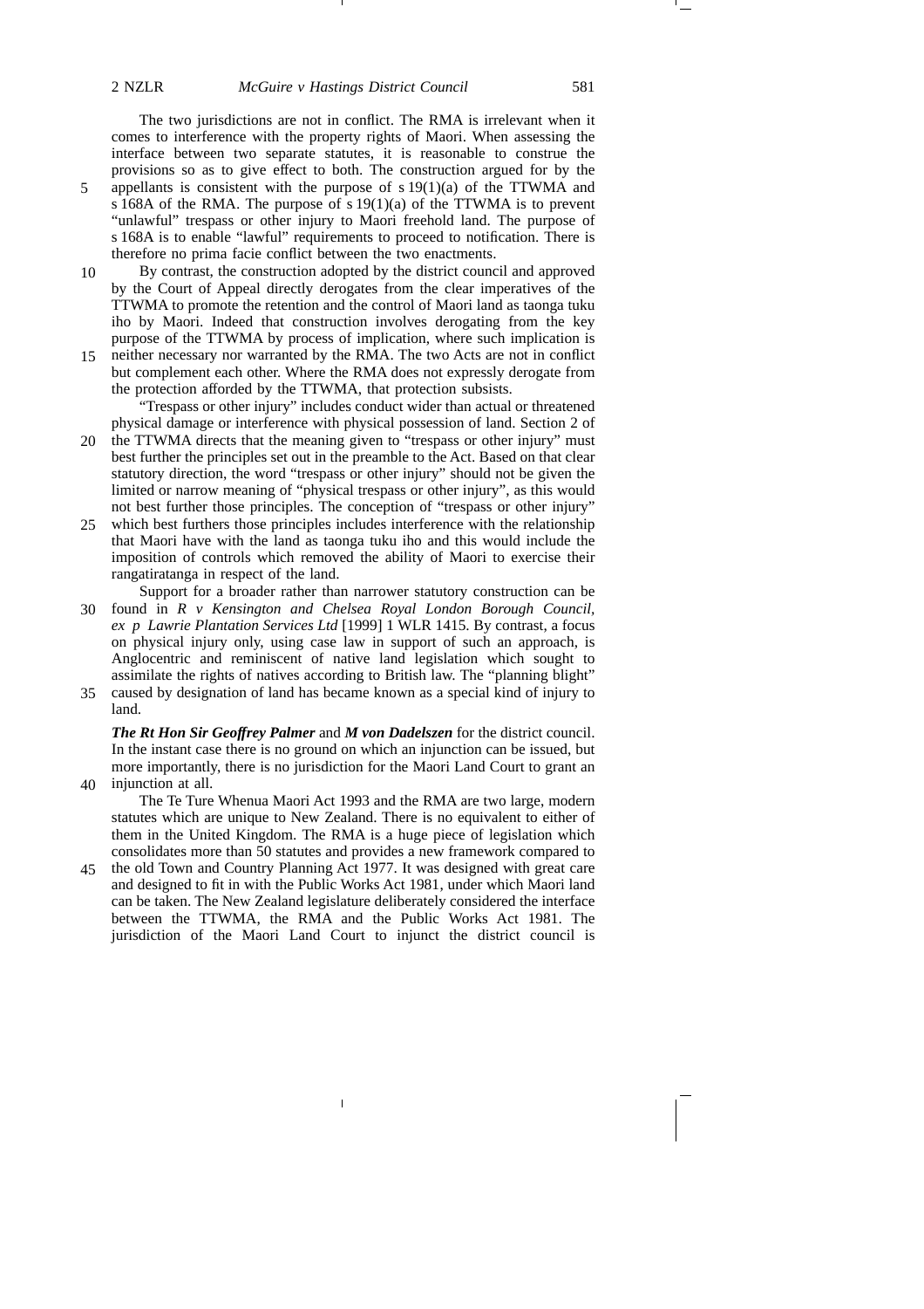The two jurisdictions are not in conflict. The RMA is irrelevant when it comes to interference with the property rights of Maori. When assessing the interface between two separate statutes, it is reasonable to construe the provisions so as to give effect to both. The construction argued for by the appellants is consistent with the purpose of s 19(1)(a) of the TTWMA and s 168A of the RMA. The purpose of s 19(1)(a) of the TTWMA is to prevent "unlawful" trespass or other injury to Maori freehold land. The purpose of s 168A is to enable "lawful" requirements to proceed to notification. There is therefore no prima facie conflict between the two enactments.

By contrast, the construction adopted by the district council and approved by the Court of Appeal directly derogates from the clear imperatives of the TTWMA to promote the retention and the control of Maori land as taonga tuku iho by Maori. Indeed that construction involves derogating from the key purpose of the TTWMA by process of implication, where such implication is neither necessary nor warranted by the RMA. The two Acts are not in conflict but complement each other. Where the RMA does not expressly derogate from the protection afforded by the TTWMA, that protection subsists.

"Trespass or other injury" includes conduct wider than actual or threatened physical damage or interference with physical possession of land. Section 2 of the TTWMA directs that the meaning given to "trespass or other injury" must best further the principles set out in the preamble to the Act. Based on that clear statutory direction, the word "trespass or other injury" should not be given the limited or narrow meaning of "physical trespass or other injury", as this would not best further those principles. The conception of "trespass or other injury" which best furthers those principles includes interference with the relationship that Maori have with the land as taonga tuku iho and this would include the imposition of controls which removed the ability of Maori to exercise their rangatiratanga in respect of the land.

Support for a broader rather than narrower statutory construction can be found in *R v Kensington and Chelsea Royal London Borough Council, ex p Lawrie Plantation Services Ltd* [1999] 1 WLR 1415. By contrast, a focus on physical injury only, using case law in support of such an approach, is Anglocentric and reminiscent of native land legislation which sought to assimilate the rights of natives according to British law. The "planning blight" caused by designation of land has became known as a special kind of injury to land.

***The Rt Hon Sir Geoffrey Palmer*** and ***M von Dadelszen*** for the district council. In the instant case there is no ground on which an injunction can be issued, but more importantly, there is no jurisdiction for the Maori Land Court to grant an injunction at all.

The Te Ture Whenua Maori Act 1993 and the RMA are two large, modern statutes which are unique to New Zealand. There is no equivalent to either of them in the United Kingdom. The RMA is a huge piece of legislation which consolidates more than 50 statutes and provides a new framework compared to the old Town and Country Planning Act 1977. It was designed with great care and designed to fit in with the Public Works Act 1981, under which Maori land can be taken. The New Zealand legislature deliberately considered the interface between the TTWMA, the RMA and the Public Works Act 1981. The jurisdiction of the Maori Land Court to injunct the district council is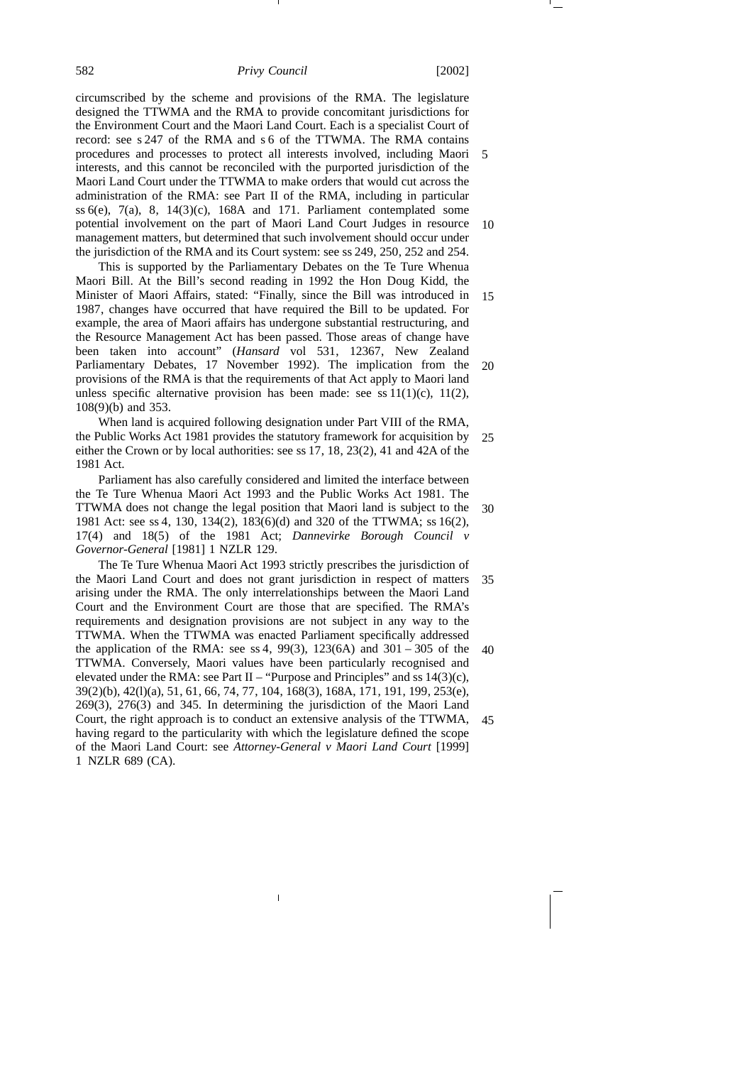circumscribed by the scheme and provisions of the RMA. The legislature designed the TTWMA and the RMA to provide concomitant jurisdictions for the Environment Court and the Maori Land Court. Each is a specialist Court of record: see s 247 of the RMA and s 6 of the TTWMA. The RMA contains procedures and processes to protect all interests involved, including Maori interests, and this cannot be reconciled with the purported jurisdiction of the Maori Land Court under the TTWMA to make orders that would cut across the administration of the RMA: see Part II of the RMA, including in particular ss 6(e), 7(a), 8, 14(3)(c), 168A and 171. Parliament contemplated some potential involvement on the part of Maori Land Court Judges in resource management matters, but determined that such involvement should occur under the jurisdiction of the RMA and its Court system: see ss 249, 250, 252 and 254.

This is supported by the Parliamentary Debates on the Te Ture Whenua Maori Bill. At the Bill's second reading in 1992 the Hon Doug Kidd, the Minister of Maori Affairs, stated: "Finally, since the Bill was introduced in 1987, changes have occurred that have required the Bill to be updated. For example, the area of Maori affairs has undergone substantial restructuring, and the Resource Management Act has been passed. Those areas of change have been taken into account" (*Hansard* vol 531, 12367, New Zealand Parliamentary Debates, 17 November 1992). The implication from the provisions of the RMA is that the requirements of that Act apply to Maori land unless specific alternative provision has been made: see ss 11(1)(c), 11(2), 108(9)(b) and 353.

When land is acquired following designation under Part VIII of the RMA, the Public Works Act 1981 provides the statutory framework for acquisition by either the Crown or by local authorities: see ss 17, 18, 23(2), 41 and 42A of the 1981 Act.

Parliament has also carefully considered and limited the interface between the Te Ture Whenua Maori Act 1993 and the Public Works Act 1981. The TTWMA does not change the legal position that Maori land is subject to the 1981 Act: see ss 4, 130, 134(2), 183(6)(d) and 320 of the TTWMA; ss 16(2), 17(4) and 18(5) of the 1981 Act; *Dannevirke Borough Council v Governor-General* [1981] 1 NZLR 129.

The Te Ture Whenua Maori Act 1993 strictly prescribes the jurisdiction of the Maori Land Court and does not grant jurisdiction in respect of matters arising under the RMA. The only interrelationships between the Maori Land Court and the Environment Court are those that are specified. The RMA's requirements and designation provisions are not subject in any way to the TTWMA. When the TTWMA was enacted Parliament specifically addressed the application of the RMA: see ss 4, 99(3), 123(6A) and 301 – 305 of the TTWMA. Conversely, Maori values have been particularly recognised and elevated under the RMA: see Part II – "Purpose and Principles" and ss 14(3)(c), 39(2)(b), 42(l)(a), 51, 61, 66, 74, 77, 104, 168(3), 168A, 171, 191, 199, 253(e), 269(3), 276(3) and 345. In determining the jurisdiction of the Maori Land Court, the right approach is to conduct an extensive analysis of the TTWMA, having regard to the particularity with which the legislature defined the scope of the Maori Land Court: see *Attorney-General v Maori Land Court* [1999] 1 NZLR 689 (CA).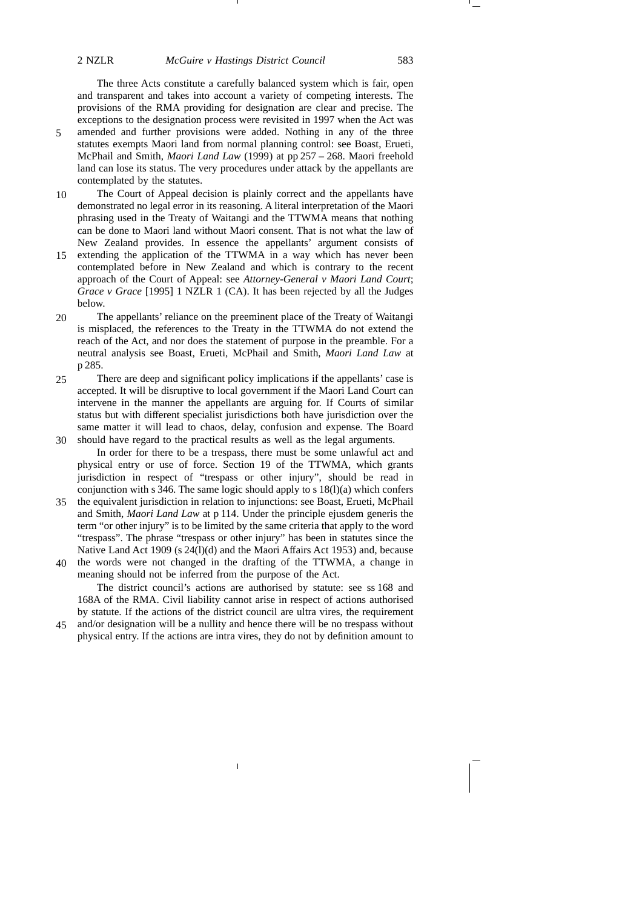The three Acts constitute a carefully balanced system which is fair, open and transparent and takes into account a variety of competing interests. The provisions of the RMA providing for designation are clear and precise. The exceptions to the designation process were revisited in 1997 when the Act was amended and further provisions were added. Nothing in any of the three statutes exempts Maori land from normal planning control: see Boast, Erueti, McPhail and Smith, *Maori Land Law* (1999) at pp 257 – 268. Maori freehold land can lose its status. The very procedures under attack by the appellants are contemplated by the statutes.

The Court of Appeal decision is plainly correct and the appellants have demonstrated no legal error in its reasoning. A literal interpretation of the Maori phrasing used in the Treaty of Waitangi and the TTWMA means that nothing can be done to Maori land without Maori consent. That is not what the law of New Zealand provides. In essence the appellants' argument consists of extending the application of the TTWMA in a way which has never been contemplated before in New Zealand and which is contrary to the recent approach of the Court of Appeal: see *Attorney-General v Maori Land Court*; *Grace v Grace* [1995] 1 NZLR 1 (CA). It has been rejected by all the Judges below.

The appellants' reliance on the preeminent place of the Treaty of Waitangi is misplaced, the references to the Treaty in the TTWMA do not extend the reach of the Act, and nor does the statement of purpose in the preamble. For a neutral analysis see Boast, Erueti, McPhail and Smith, *Maori Land Law* at p 285.

There are deep and significant policy implications if the appellants' case is accepted. It will be disruptive to local government if the Maori Land Court can intervene in the manner the appellants are arguing for. If Courts of similar status but with different specialist jurisdictions both have jurisdiction over the same matter it will lead to chaos, delay, confusion and expense. The Board should have regard to the practical results as well as the legal arguments.

In order for there to be a trespass, there must be some unlawful act and physical entry or use of force. Section 19 of the TTWMA, which grants jurisdiction in respect of "trespass or other injury", should be read in conjunction with s 346. The same logic should apply to s 18(l)(a) which confers the equivalent jurisdiction in relation to injunctions: see Boast, Erueti, McPhail and Smith, *Maori Land Law* at p 114. Under the principle ejusdem generis the term "or other injury" is to be limited by the same criteria that apply to the word "trespass". The phrase "trespass or other injury" has been in statutes since the Native Land Act 1909 (s 24(l)(d) and the Maori Affairs Act 1953) and, because the words were not changed in the drafting of the TTWMA, a change in meaning should not be inferred from the purpose of the Act.

The district council's actions are authorised by statute: see ss 168 and 168A of the RMA. Civil liability cannot arise in respect of actions authorised by statute. If the actions of the district council are ultra vires, the requirement and/or designation will be a nullity and hence there will be no trespass without physical entry. If the actions are intra vires, they do not by definition amount to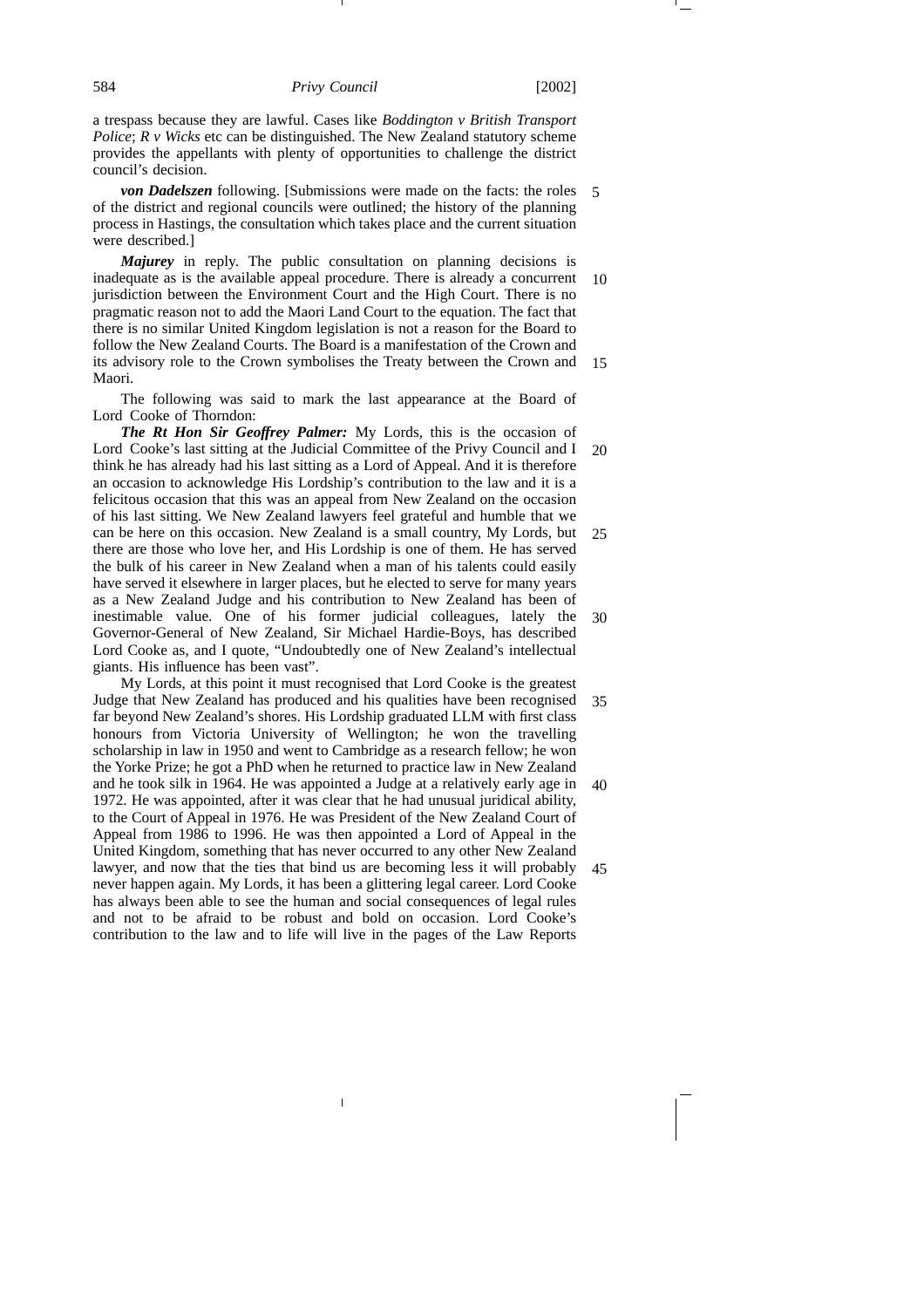a trespass because they are lawful. Cases like *Boddington v British Transport Police*; *R v Wicks* etc can be distinguished. The New Zealand statutory scheme provides the appellants with plenty of opportunities to challenge the district council's decision.

***von Dadelszen*** following. [Submissions were made on the facts: the roles of the district and regional councils were outlined; the history of the planning process in Hastings, the consultation which takes place and the current situation were described.]

***Majurey*** in reply. The public consultation on planning decisions is inadequate as is the available appeal procedure. There is already a concurrent jurisdiction between the Environment Court and the High Court. There is no pragmatic reason not to add the Maori Land Court to the equation. The fact that there is no similar United Kingdom legislation is not a reason for the Board to follow the New Zealand Courts. The Board is a manifestation of the Crown and its advisory role to the Crown symbolises the Treaty between the Crown and Maori.

The following was said to mark the last appearance at the Board of Lord Cooke of Thorndon:

***The Rt Hon Sir Geoffrey Palmer:*** My Lords, this is the occasion of Lord Cooke's last sitting at the Judicial Committee of the Privy Council and I think he has already had his last sitting as a Lord of Appeal. And it is therefore an occasion to acknowledge His Lordship's contribution to the law and it is a felicitous occasion that this was an appeal from New Zealand on the occasion of his last sitting. We New Zealand lawyers feel grateful and humble that we can be here on this occasion. New Zealand is a small country, My Lords, but there are those who love her, and His Lordship is one of them. He has served the bulk of his career in New Zealand when a man of his talents could easily have served it elsewhere in larger places, but he elected to serve for many years as a New Zealand Judge and his contribution to New Zealand has been of inestimable value. One of his former judicial colleagues, lately the Governor-General of New Zealand, Sir Michael Hardie-Boys, has described Lord Cooke as, and I quote, "Undoubtedly one of New Zealand's intellectual giants. His influence has been vast".

My Lords, at this point it must recognised that Lord Cooke is the greatest Judge that New Zealand has produced and his qualities have been recognised far beyond New Zealand's shores. His Lordship graduated LLM with first class honours from Victoria University of Wellington; he won the travelling scholarship in law in 1950 and went to Cambridge as a research fellow; he won the Yorke Prize; he got a PhD when he returned to practice law in New Zealand and he took silk in 1964. He was appointed a Judge at a relatively early age in 1972. He was appointed, after it was clear that he had unusual juridical ability, to the Court of Appeal in 1976. He was President of the New Zealand Court of Appeal from 1986 to 1996. He was then appointed a Lord of Appeal in the United Kingdom, something that has never occurred to any other New Zealand lawyer, and now that the ties that bind us are becoming less it will probably never happen again. My Lords, it has been a glittering legal career. Lord Cooke has always been able to see the human and social consequences of legal rules and not to be afraid to be robust and bold on occasion. Lord Cooke's contribution to the law and to life will live in the pages of the Law Reports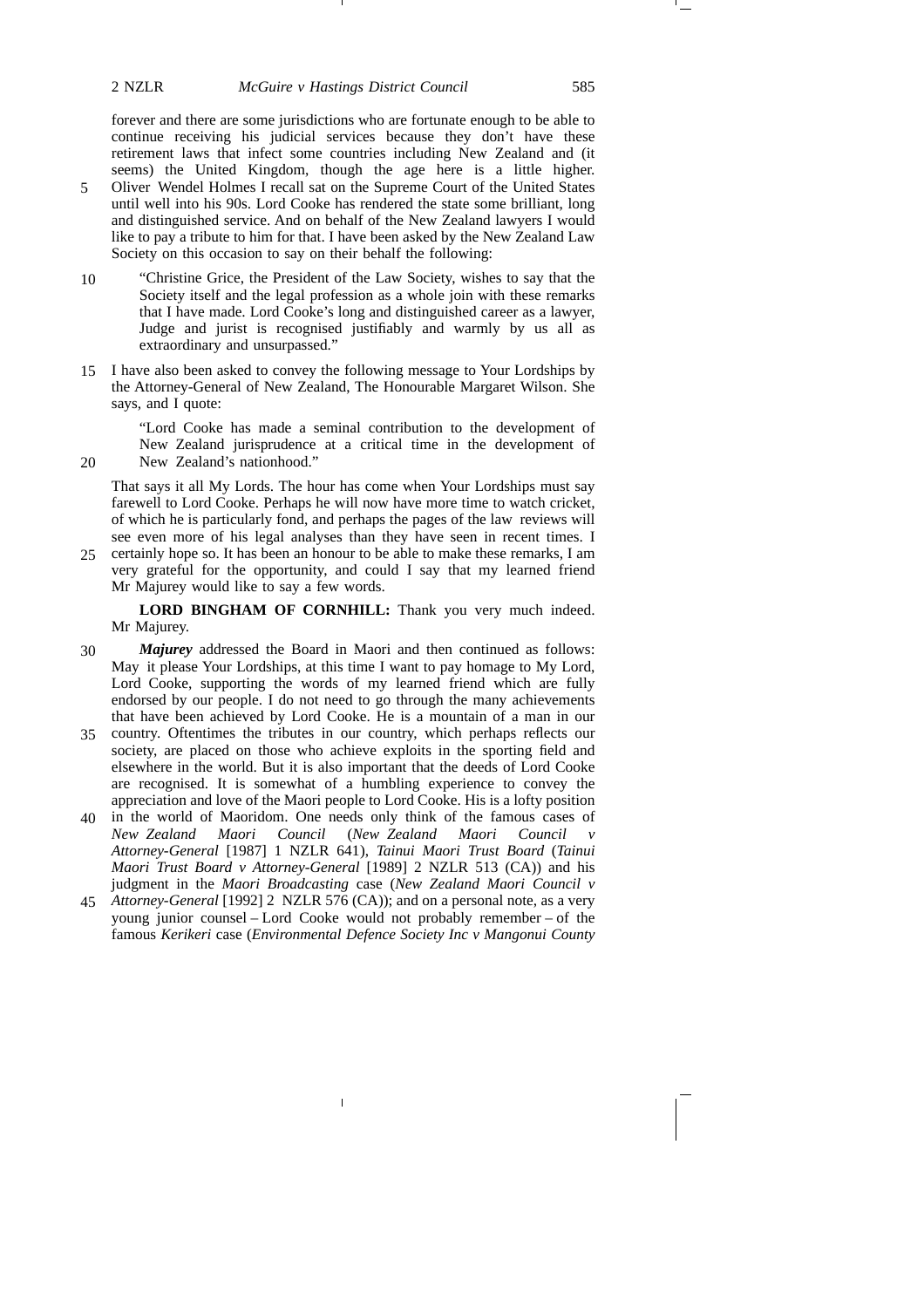forever and there are some jurisdictions who are fortunate enough to be able to continue receiving his judicial services because they don't have these retirement laws that infect some countries including New Zealand and (it seems) the United Kingdom, though the age here is a little higher. Oliver Wendel Holmes I recall sat on the Supreme Court of the United States until well into his 90s. Lord Cooke has rendered the state some brilliant, long and distinguished service. And on behalf of the New Zealand lawyers I would like to pay a tribute to him for that. I have been asked by the New Zealand Law Society on this occasion to say on their behalf the following:

> "Christine Grice, the President of the Law Society, wishes to say that the Society itself and the legal profession as a whole join with these remarks that I have made. Lord Cooke's long and distinguished career as a lawyer, Judge and jurist is recognised justifiably and warmly by us all as extraordinary and unsurpassed."

I have also been asked to convey the following message to Your Lordships by the Attorney-General of New Zealand, The Honourable Margaret Wilson. She says, and I quote:

> "Lord Cooke has made a seminal contribution to the development of New Zealand jurisprudence at a critical time in the development of New Zealand's nationhood."

That says it all My Lords. The hour has come when Your Lordships must say farewell to Lord Cooke. Perhaps he will now have more time to watch cricket, of which he is particularly fond, and perhaps the pages of the law reviews will see even more of his legal analyses than they have seen in recent times. I certainly hope so. It has been an honour to be able to make these remarks, I am very grateful for the opportunity, and could I say that my learned friend Mr Majurey would like to say a few words.

**LORD BINGHAM OF CORNHILL:** Thank you very much indeed. Mr Majurey.

***Majurey*** addressed the Board in Maori and then continued as follows: May it please Your Lordships, at this time I want to pay homage to My Lord, Lord Cooke, supporting the words of my learned friend which are fully endorsed by our people. I do not need to go through the many achievements that have been achieved by Lord Cooke. He is a mountain of a man in our country. Oftentimes the tributes in our country, which perhaps reflects our society, are placed on those who achieve exploits in the sporting field and elsewhere in the world. But it is also important that the deeds of Lord Cooke are recognised. It is somewhat of a humbling experience to convey the appreciation and love of the Maori people to Lord Cooke. His is a lofty position in the world of Maoridom. One needs only think of the famous cases of *New Zealand Maori Council* (*New Zealand Maori Council v Attorney-General* [1987] 1 NZLR 641), *Tainui Maori Trust Board* (*Tainui Maori Trust Board v Attorney-General* [1989] 2 NZLR 513 (CA)) and his judgment in the *Maori Broadcasting* case (*New Zealand Maori Council v Attorney-General* [1992] 2 NZLR 576 (CA)); and on a personal note, as a very young junior counsel – Lord Cooke would not probably remember – of the famous *Kerikeri* case (*Environmental Defence Society Inc v Mangonui County*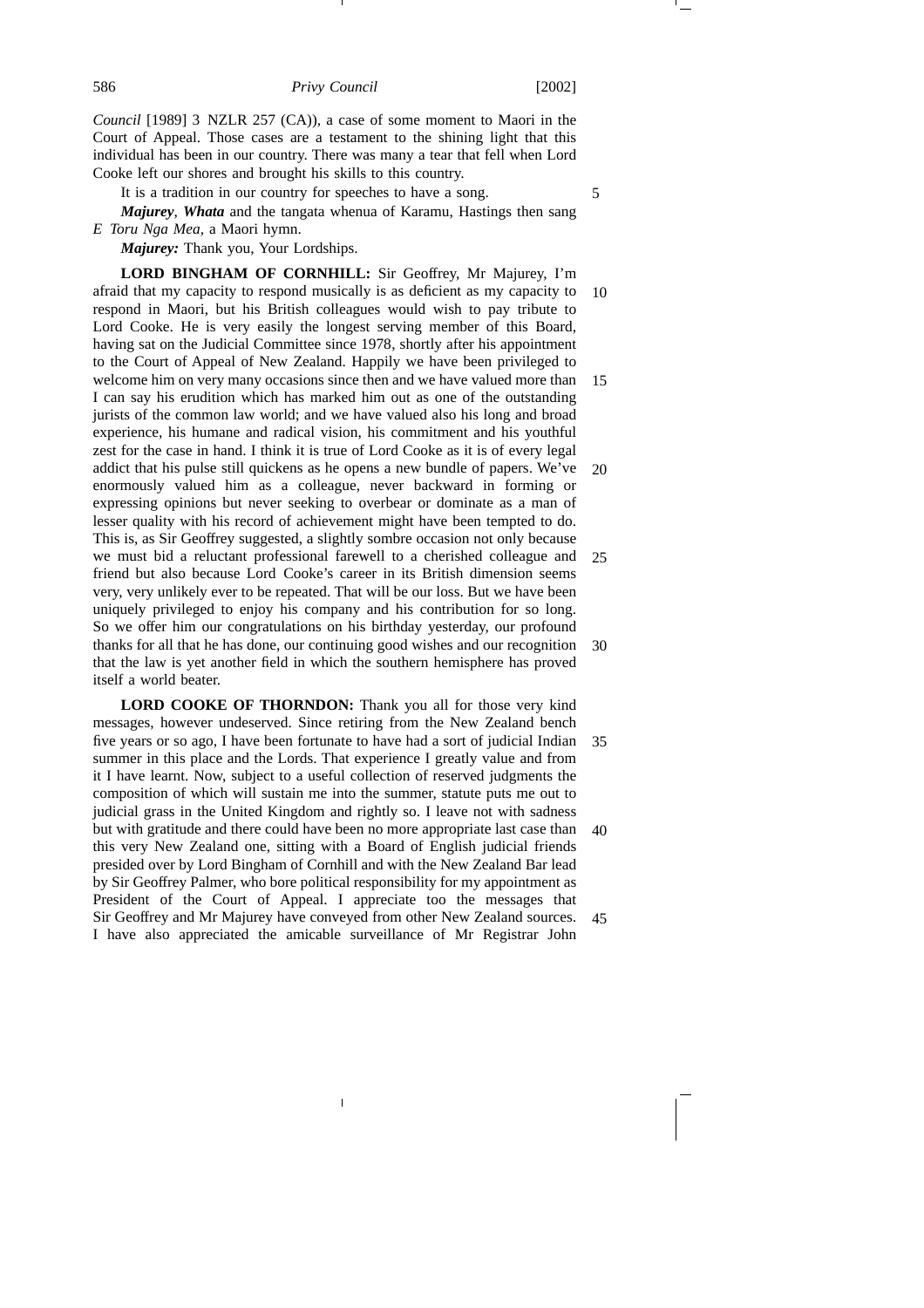*Council* [1989] 3 NZLR 257 (CA)), a case of some moment to Maori in the Court of Appeal. Those cases are a testament to the shining light that this individual has been in our country. There was many a tear that fell when Lord Cooke left our shores and brought his skills to this country.

It is a tradition in our country for speeches to have a song.

***Majurey***, ***Whata*** and the tangata whenua of Karamu, Hastings then sang *E Toru Nga Mea*, a Maori hymn.

***Majurey:*** Thank you, Your Lordships.

**LORD BINGHAM OF CORNHILL:** Sir Geoffrey, Mr Majurey, I'm afraid that my capacity to respond musically is as deficient as my capacity to respond in Maori, but his British colleagues would wish to pay tribute to Lord Cooke. He is very easily the longest serving member of this Board, having sat on the Judicial Committee since 1978, shortly after his appointment to the Court of Appeal of New Zealand. Happily we have been privileged to welcome him on very many occasions since then and we have valued more than I can say his erudition which has marked him out as one of the outstanding jurists of the common law world; and we have valued also his long and broad experience, his humane and radical vision, his commitment and his youthful zest for the case in hand. I think it is true of Lord Cooke as it is of every legal addict that his pulse still quickens as he opens a new bundle of papers. We've enormously valued him as a colleague, never backward in forming or expressing opinions but never seeking to overbear or dominate as a man of lesser quality with his record of achievement might have been tempted to do. This is, as Sir Geoffrey suggested, a slightly sombre occasion not only because we must bid a reluctant professional farewell to a cherished colleague and friend but also because Lord Cooke's career in its British dimension seems very, very unlikely ever to be repeated. That will be our loss. But we have been uniquely privileged to enjoy his company and his contribution for so long. So we offer him our congratulations on his birthday yesterday, our profound thanks for all that he has done, our continuing good wishes and our recognition that the law is yet another field in which the southern hemisphere has proved itself a world beater.

**LORD COOKE OF THORNDON:** Thank you all for those very kind messages, however undeserved. Since retiring from the New Zealand bench five years or so ago, I have been fortunate to have had a sort of judicial Indian summer in this place and the Lords. That experience I greatly value and from it I have learnt. Now, subject to a useful collection of reserved judgments the composition of which will sustain me into the summer, statute puts me out to judicial grass in the United Kingdom and rightly so. I leave not with sadness but with gratitude and there could have been no more appropriate last case than this very New Zealand one, sitting with a Board of English judicial friends presided over by Lord Bingham of Cornhill and with the New Zealand Bar lead by Sir Geoffrey Palmer, who bore political responsibility for my appointment as President of the Court of Appeal. I appreciate too the messages that Sir Geoffrey and Mr Majurey have conveyed from other New Zealand sources. I have also appreciated the amicable surveillance of Mr Registrar John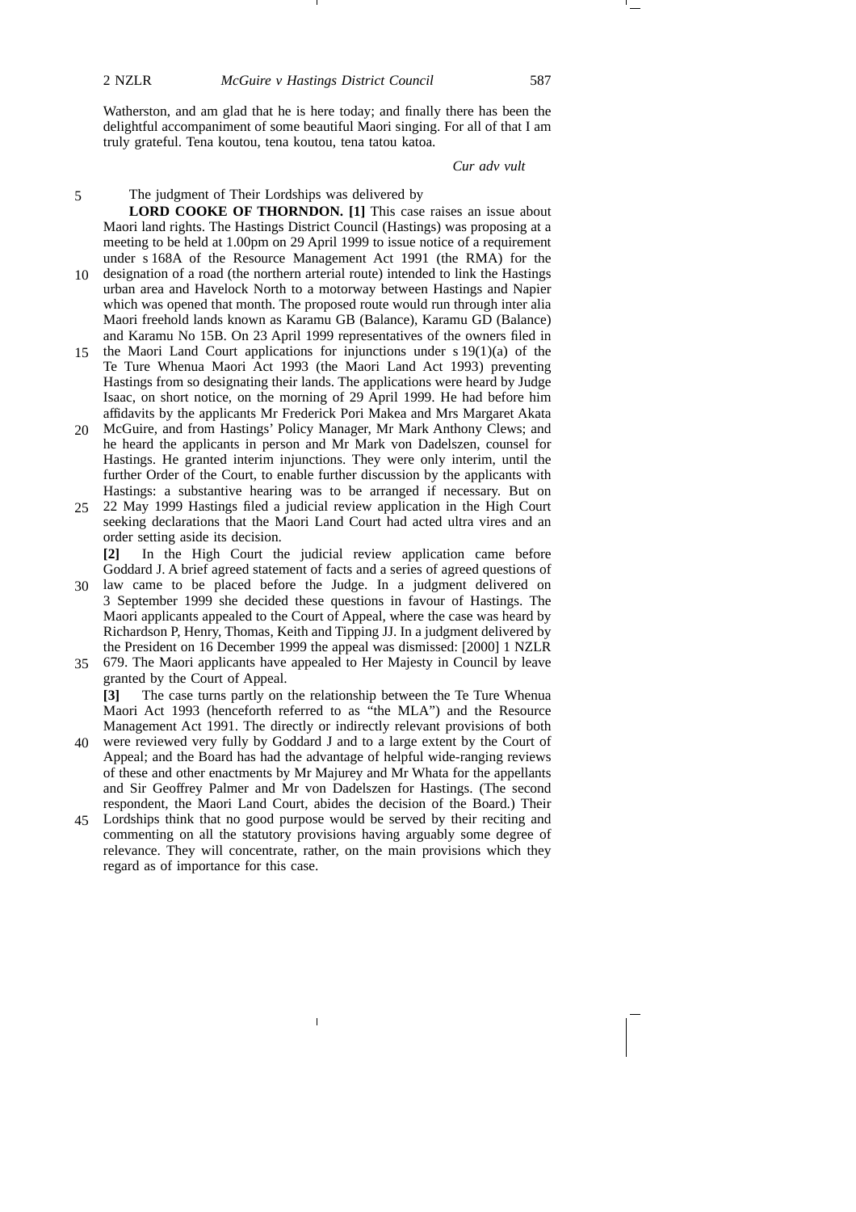Watherston, and am glad that he is here today; and finally there has been the delightful accompaniment of some beautiful Maori singing. For all of that I am truly grateful. Tena koutou, tena koutou, tena tatou katoa.

*Cur adv vult*

The judgment of Their Lordships was delivered by

**LORD COOKE OF THORNDON. [1]** This case raises an issue about Maori land rights. The Hastings District Council (Hastings) was proposing at a meeting to be held at 1.00pm on 29 April 1999 to issue notice of a requirement under s 168A of the Resource Management Act 1991 (the RMA) for the designation of a road (the northern arterial route) intended to link the Hastings urban area and Havelock North to a motorway between Hastings and Napier which was opened that month. The proposed route would run through inter alia Maori freehold lands known as Karamu GB (Balance), Karamu GD (Balance) and Karamu No 15B. On 23 April 1999 representatives of the owners filed in the Maori Land Court applications for injunctions under s 19(1)(a) of the Te Ture Whenua Maori Act 1993 (the Maori Land Act 1993) preventing Hastings from so designating their lands. The applications were heard by Judge Isaac, on short notice, on the morning of 29 April 1999. He had before him affidavits by the applicants Mr Frederick Pori Makea and Mrs Margaret Akata McGuire, and from Hastings' Policy Manager, Mr Mark Anthony Clews; and he heard the applicants in person and Mr Mark von Dadelszen, counsel for Hastings. He granted interim injunctions. They were only interim, until the further Order of the Court, to enable further discussion by the applicants with Hastings: a substantive hearing was to be arranged if necessary. But on 22 May 1999 Hastings filed a judicial review application in the High Court seeking declarations that the Maori Land Court had acted ultra vires and an order setting aside its decision.

**[2]** In the High Court the judicial review application came before Goddard J. A brief agreed statement of facts and a series of agreed questions of law came to be placed before the Judge. In a judgment delivered on 3 September 1999 she decided these questions in favour of Hastings. The Maori applicants appealed to the Court of Appeal, where the case was heard by Richardson P, Henry, Thomas, Keith and Tipping JJ. In a judgment delivered by the President on 16 December 1999 the appeal was dismissed: [2000] 1 NZLR 679. The Maori applicants have appealed to Her Majesty in Council by leave granted by the Court of Appeal.

**[3]** The case turns partly on the relationship between the Te Ture Whenua Maori Act 1993 (henceforth referred to as "the MLA") and the Resource Management Act 1991. The directly or indirectly relevant provisions of both were reviewed very fully by Goddard J and to a large extent by the Court of Appeal; and the Board has had the advantage of helpful wide-ranging reviews of these and other enactments by Mr Majurey and Mr Whata for the appellants and Sir Geoffrey Palmer and Mr von Dadelszen for Hastings. (The second respondent, the Maori Land Court, abides the decision of the Board.) Their Lordships think that no good purpose would be served by their reciting and commenting on all the statutory provisions having arguably some degree of relevance. They will concentrate, rather, on the main provisions which they regard as of importance for this case.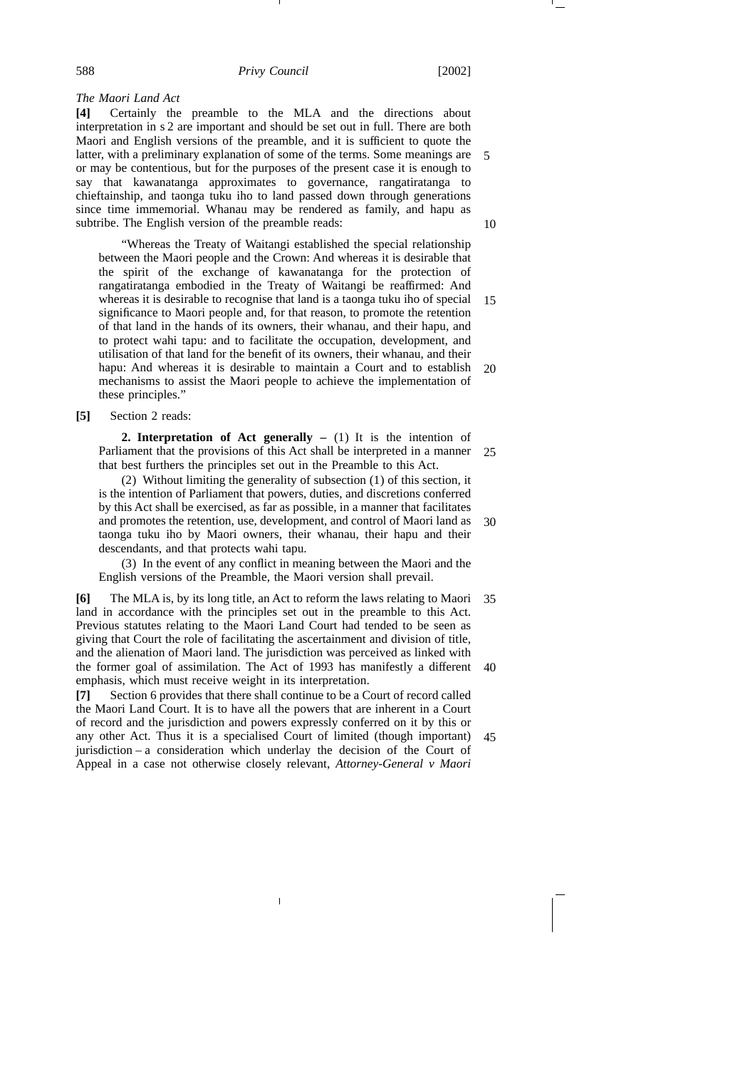*The Maori Land Act*

**[4]** Certainly the preamble to the MLA and the directions about interpretation in s 2 are important and should be set out in full. There are both Maori and English versions of the preamble, and it is sufficient to quote the latter, with a preliminary explanation of some of the terms. Some meanings are or may be contentious, but for the purposes of the present case it is enough to say that kawanatanga approximates to governance, rangatiratanga to chieftainship, and taonga tuku iho to land passed down through generations since time immemorial. Whanau may be rendered as family, and hapu as subtribe. The English version of the preamble reads:

> "Whereas the Treaty of Waitangi established the special relationship between the Maori people and the Crown: And whereas it is desirable that the spirit of the exchange of kawanatanga for the protection of rangatiratanga embodied in the Treaty of Waitangi be reaffirmed: And whereas it is desirable to recognise that land is a taonga tuku iho of special significance to Maori people and, for that reason, to promote the retention of that land in the hands of its owners, their whanau, and their hapu, and to protect wahi tapu: and to facilitate the occupation, development, and utilisation of that land for the benefit of its owners, their whanau, and their hapu: And whereas it is desirable to maintain a Court and to establish mechanisms to assist the Maori people to achieve the implementation of these principles."

**[5]** Section 2 reads:

> **2. Interpretation of Act generally –** (1) It is the intention of Parliament that the provisions of this Act shall be interpreted in a manner that best furthers the principles set out in the Preamble to this Act.
>
> (2) Without limiting the generality of subsection (1) of this section, it is the intention of Parliament that powers, duties, and discretions conferred by this Act shall be exercised, as far as possible, in a manner that facilitates and promotes the retention, use, development, and control of Maori land as taonga tuku iho by Maori owners, their whanau, their hapu and their descendants, and that protects wahi tapu.
>
> (3) In the event of any conflict in meaning between the Maori and the English versions of the Preamble, the Maori version shall prevail.

**[6]** The MLA is, by its long title, an Act to reform the laws relating to Maori land in accordance with the principles set out in the preamble to this Act. Previous statutes relating to the Maori Land Court had tended to be seen as giving that Court the role of facilitating the ascertainment and division of title, and the alienation of Maori land. The jurisdiction was perceived as linked with the former goal of assimilation. The Act of 1993 has manifestly a different emphasis, which must receive weight in its interpretation.

**[7]** Section 6 provides that there shall continue to be a Court of record called the Maori Land Court. It is to have all the powers that are inherent in a Court of record and the jurisdiction and powers expressly conferred on it by this or any other Act. Thus it is a specialised Court of limited (though important) jurisdiction – a consideration which underlay the decision of the Court of Appeal in a case not otherwise closely relevant, *Attorney-General v Maori*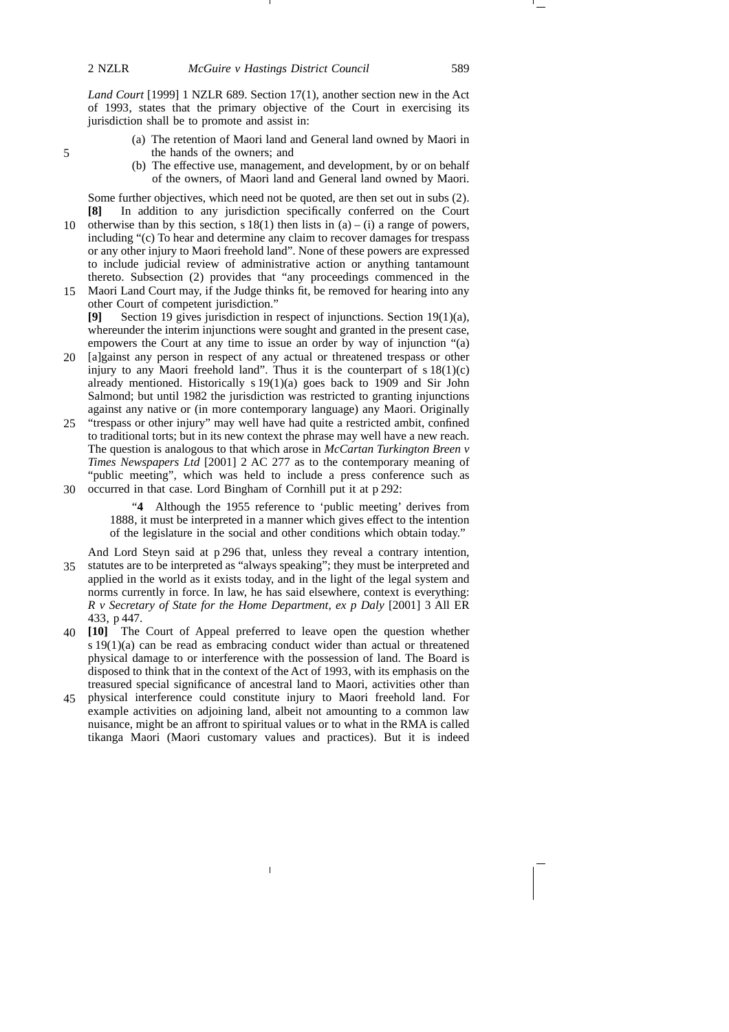*Land Court* [1999] 1 NZLR 689. Section 17(1), another section new in the Act of 1993, states that the primary objective of the Court in exercising its jurisdiction shall be to promote and assist in:

> (a) The retention of Maori land and General land owned by Maori in the hands of the owners; and
>
> (b) The effective use, management, and development, by or on behalf of the owners, of Maori land and General land owned by Maori.

Some further objectives, which need not be quoted, are then set out in subs (2).

**[8]** In addition to any jurisdiction specifically conferred on the Court otherwise than by this section, s 18(1) then lists in (a) – (i) a range of powers, including "(c) To hear and determine any claim to recover damages for trespass or any other injury to Maori freehold land". None of these powers are expressed to include judicial review of administrative action or anything tantamount thereto. Subsection (2) provides that "any proceedings commenced in the Maori Land Court may, if the Judge thinks fit, be removed for hearing into any other Court of competent jurisdiction."

**[9]** Section 19 gives jurisdiction in respect of injunctions. Section 19(1)(a), whereunder the interim injunctions were sought and granted in the present case, empowers the Court at any time to issue an order by way of injunction "(a) [a]gainst any person in respect of any actual or threatened trespass or other injury to any Maori freehold land". Thus it is the counterpart of s 18(1)(c) already mentioned. Historically s 19(1)(a) goes back to 1909 and Sir John Salmond; but until 1982 the jurisdiction was restricted to granting injunctions against any native or (in more contemporary language) any Maori. Originally "trespass or other injury" may well have had quite a restricted ambit, confined to traditional torts; but in its new context the phrase may well have a new reach. The question is analogous to that which arose in *McCartan Turkington Breen v Times Newspapers Ltd* [2001] 2 AC 277 as to the contemporary meaning of "public meeting", which was held to include a press conference such as occurred in that case. Lord Bingham of Cornhill put it at p 292:

> "**4** Although the 1955 reference to 'public meeting' derives from 1888, it must be interpreted in a manner which gives effect to the intention of the legislature in the social and other conditions which obtain today."

And Lord Steyn said at p 296 that, unless they reveal a contrary intention, statutes are to be interpreted as "always speaking"; they must be interpreted and applied in the world as it exists today, and in the light of the legal system and norms currently in force. In law, he has said elsewhere, context is everything: *R v Secretary of State for the Home Department, ex p Daly* [2001] 3 All ER 433, p 447.

**[10]** The Court of Appeal preferred to leave open the question whether s 19(1)(a) can be read as embracing conduct wider than actual or threatened physical damage to or interference with the possession of land. The Board is disposed to think that in the context of the Act of 1993, with its emphasis on the treasured special significance of ancestral land to Maori, activities other than physical interference could constitute injury to Maori freehold land. For example activities on adjoining land, albeit not amounting to a common law nuisance, might be an affront to spiritual values or to what in the RMA is called tikanga Maori (Maori customary values and practices). But it is indeed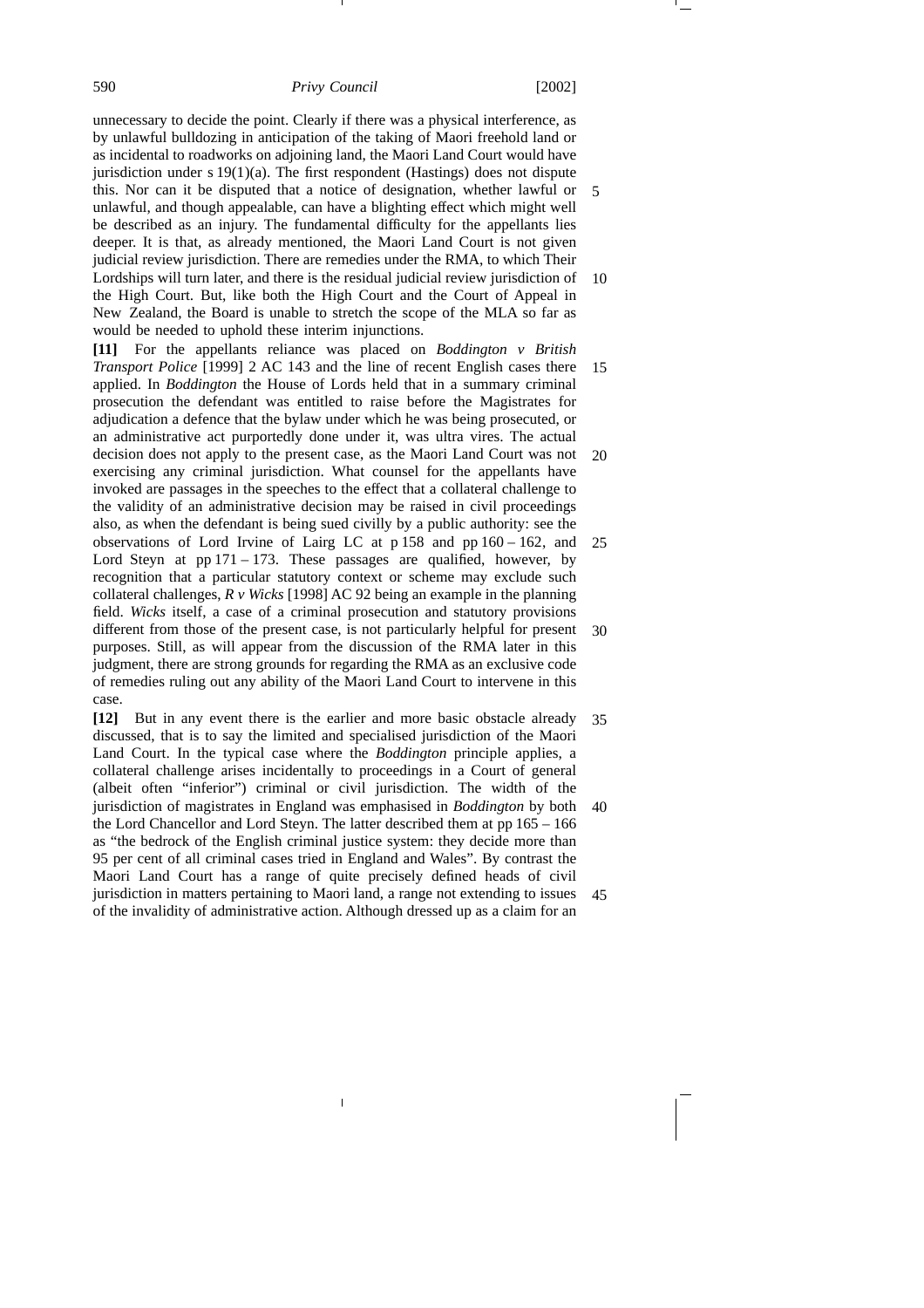unnecessary to decide the point. Clearly if there was a physical interference, as by unlawful bulldozing in anticipation of the taking of Maori freehold land or as incidental to roadworks on adjoining land, the Maori Land Court would have jurisdiction under s 19(1)(a). The first respondent (Hastings) does not dispute this. Nor can it be disputed that a notice of designation, whether lawful or unlawful, and though appealable, can have a blighting effect which might well be described as an injury. The fundamental difficulty for the appellants lies deeper. It is that, as already mentioned, the Maori Land Court is not given judicial review jurisdiction. There are remedies under the RMA, to which Their Lordships will turn later, and there is the residual judicial review jurisdiction of the High Court. But, like both the High Court and the Court of Appeal in New Zealand, the Board is unable to stretch the scope of the MLA so far as would be needed to uphold these interim injunctions.

**[11]** For the appellants reliance was placed on *Boddington v British Transport Police* [1999] 2 AC 143 and the line of recent English cases there applied. In *Boddington* the House of Lords held that in a summary criminal prosecution the defendant was entitled to raise before the Magistrates for adjudication a defence that the bylaw under which he was being prosecuted, or an administrative act purportedly done under it, was ultra vires. The actual decision does not apply to the present case, as the Maori Land Court was not exercising any criminal jurisdiction. What counsel for the appellants have invoked are passages in the speeches to the effect that a collateral challenge to the validity of an administrative decision may be raised in civil proceedings also, as when the defendant is being sued civilly by a public authority: see the observations of Lord Irvine of Lairg LC at p 158 and pp 160 – 162, and Lord Steyn at pp 171 – 173. These passages are qualified, however, by recognition that a particular statutory context or scheme may exclude such collateral challenges, *R v Wicks* [1998] AC 92 being an example in the planning field. *Wicks* itself, a case of a criminal prosecution and statutory provisions different from those of the present case, is not particularly helpful for present purposes. Still, as will appear from the discussion of the RMA later in this judgment, there are strong grounds for regarding the RMA as an exclusive code of remedies ruling out any ability of the Maori Land Court to intervene in this case.

**[12]** But in any event there is the earlier and more basic obstacle already discussed, that is to say the limited and specialised jurisdiction of the Maori Land Court. In the typical case where the *Boddington* principle applies, a collateral challenge arises incidentally to proceedings in a Court of general (albeit often "inferior") criminal or civil jurisdiction. The width of the jurisdiction of magistrates in England was emphasised in *Boddington* by both the Lord Chancellor and Lord Steyn. The latter described them at pp 165 – 166 as "the bedrock of the English criminal justice system: they decide more than 95 per cent of all criminal cases tried in England and Wales". By contrast the Maori Land Court has a range of quite precisely defined heads of civil jurisdiction in matters pertaining to Maori land, a range not extending to issues of the invalidity of administrative action. Although dressed up as a claim for an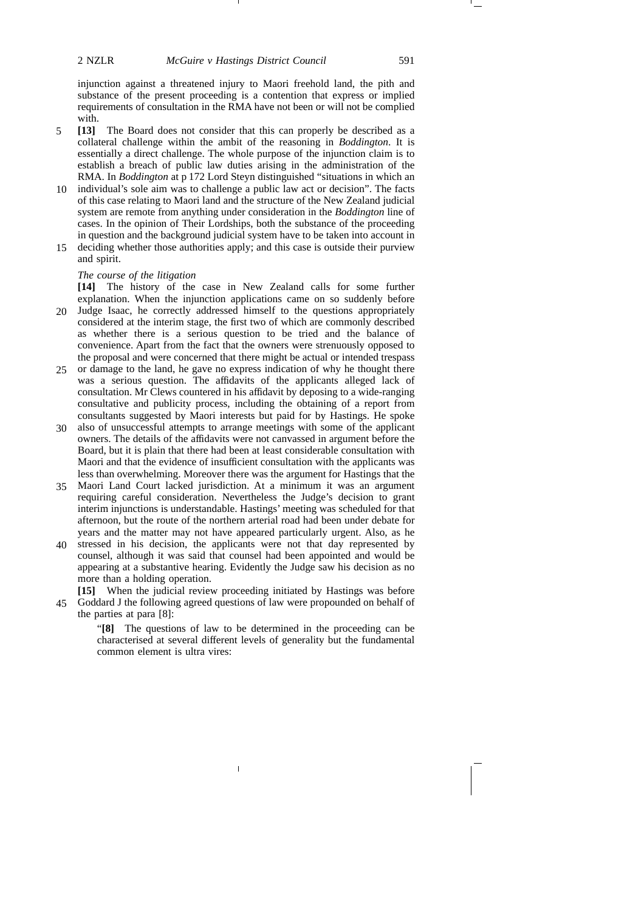injunction against a threatened injury to Maori freehold land, the pith and substance of the present proceeding is a contention that express or implied requirements of consultation in the RMA have not been or will not be complied with.

**[13]** The Board does not consider that this can properly be described as a collateral challenge within the ambit of the reasoning in *Boddington*. It is essentially a direct challenge. The whole purpose of the injunction claim is to establish a breach of public law duties arising in the administration of the RMA. In *Boddington* at p 172 Lord Steyn distinguished "situations in which an individual's sole aim was to challenge a public law act or decision". The facts of this case relating to Maori land and the structure of the New Zealand judicial system are remote from anything under consideration in the *Boddington* line of cases. In the opinion of Their Lordships, both the substance of the proceeding in question and the background judicial system have to be taken into account in deciding whether those authorities apply; and this case is outside their purview and spirit.

*The course of the litigation*

**[14]** The history of the case in New Zealand calls for some further explanation. When the injunction applications came on so suddenly before Judge Isaac, he correctly addressed himself to the questions appropriately considered at the interim stage, the first two of which are commonly described as whether there is a serious question to be tried and the balance of convenience. Apart from the fact that the owners were strenuously opposed to the proposal and were concerned that there might be actual or intended trespass or damage to the land, he gave no express indication of why he thought there was a serious question. The affidavits of the applicants alleged lack of consultation. Mr Clews countered in his affidavit by deposing to a wide-ranging consultative and publicity process, including the obtaining of a report from consultants suggested by Maori interests but paid for by Hastings. He spoke also of unsuccessful attempts to arrange meetings with some of the applicant owners. The details of the affidavits were not canvassed in argument before the Board, but it is plain that there had been at least considerable consultation with Maori and that the evidence of insufficient consultation with the applicants was less than overwhelming. Moreover there was the argument for Hastings that the Maori Land Court lacked jurisdiction. At a minimum it was an argument requiring careful consideration. Nevertheless the Judge's decision to grant interim injunctions is understandable. Hastings' meeting was scheduled for that afternoon, but the route of the northern arterial road had been under debate for years and the matter may not have appeared particularly urgent. Also, as he stressed in his decision, the applicants were not that day represented by counsel, although it was said that counsel had been appointed and would be appearing at a substantive hearing. Evidently the Judge saw his decision as no more than a holding operation.

**[15]** When the judicial review proceeding initiated by Hastings was before Goddard J the following agreed questions of law were propounded on behalf of the parties at para [8]:

> "**[8]** The questions of law to be determined in the proceeding can be characterised at several different levels of generality but the fundamental common element is ultra vires: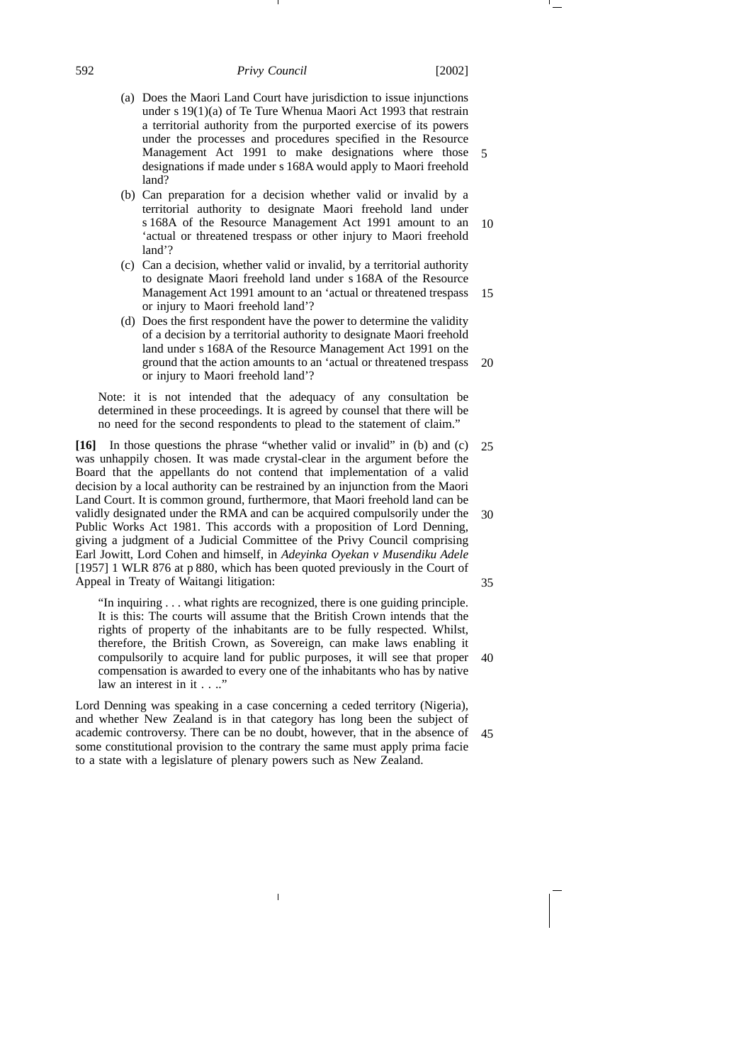(a) Does the Maori Land Court have jurisdiction to issue injunctions under s 19(1)(a) of Te Ture Whenua Maori Act 1993 that restrain a territorial authority from the purported exercise of its powers under the processes and procedures specified in the Resource Management Act 1991 to make designations where those designations if made under s 168A would apply to Maori freehold land?

(b) Can preparation for a decision whether valid or invalid by a territorial authority to designate Maori freehold land under s 168A of the Resource Management Act 1991 amount to an 'actual or threatened trespass or other injury to Maori freehold land'?

(c) Can a decision, whether valid or invalid, by a territorial authority to designate Maori freehold land under s 168A of the Resource Management Act 1991 amount to an 'actual or threatened trespass or injury to Maori freehold land'?

(d) Does the first respondent have the power to determine the validity of a decision by a territorial authority to designate Maori freehold land under s 168A of the Resource Management Act 1991 on the ground that the action amounts to an 'actual or threatened trespass or injury to Maori freehold land'?

Note: it is not intended that the adequacy of any consultation be determined in these proceedings. It is agreed by counsel that there will be no need for the second respondents to plead to the statement of claim."

**[16]** In those questions the phrase "whether valid or invalid" in (b) and (c) was unhappily chosen. It was made crystal-clear in the argument before the Board that the appellants do not contend that implementation of a valid decision by a local authority can be restrained by an injunction from the Maori Land Court. It is common ground, furthermore, that Maori freehold land can be validly designated under the RMA and can be acquired compulsorily under the Public Works Act 1981. This accords with a proposition of Lord Denning, giving a judgment of a Judicial Committee of the Privy Council comprising Earl Jowitt, Lord Cohen and himself, in *Adeyinka Oyekan v Musendiku Adele* [1957] 1 WLR 876 at p 880, which has been quoted previously in the Court of Appeal in Treaty of Waitangi litigation:

> "In inquiring . . . what rights are recognized, there is one guiding principle. It is this: The courts will assume that the British Crown intends that the rights of property of the inhabitants are to be fully respected. Whilst, therefore, the British Crown, as Sovereign, can make laws enabling it compulsorily to acquire land for public purposes, it will see that proper compensation is awarded to every one of the inhabitants who has by native law an interest in it . . .."

Lord Denning was speaking in a case concerning a ceded territory (Nigeria), and whether New Zealand is in that category has long been the subject of academic controversy. There can be no doubt, however, that in the absence of some constitutional provision to the contrary the same must apply prima facie to a state with a legislature of plenary powers such as New Zealand.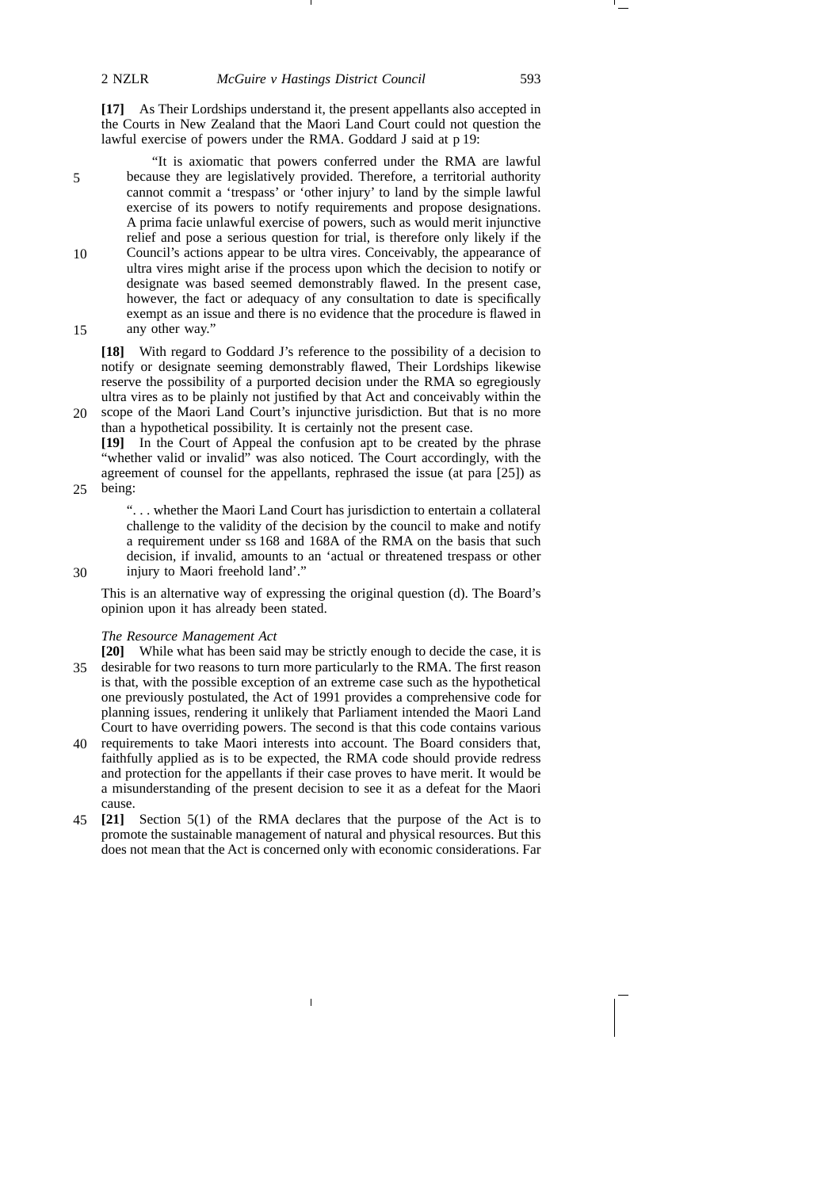**[17]** As Their Lordships understand it, the present appellants also accepted in the Courts in New Zealand that the Maori Land Court could not question the lawful exercise of powers under the RMA. Goddard J said at p 19:

> "It is axiomatic that powers conferred under the RMA are lawful because they are legislatively provided. Therefore, a territorial authority cannot commit a 'trespass' or 'other injury' to land by the simple lawful exercise of its powers to notify requirements and propose designations. A prima facie unlawful exercise of powers, such as would merit injunctive relief and pose a serious question for trial, is therefore only likely if the Council's actions appear to be ultra vires. Conceivably, the appearance of ultra vires might arise if the process upon which the decision to notify or designate was based seemed demonstrably flawed. In the present case, however, the fact or adequacy of any consultation to date is specifically exempt as an issue and there is no evidence that the procedure is flawed in any other way."

**[18]** With regard to Goddard J's reference to the possibility of a decision to notify or designate seeming demonstrably flawed, Their Lordships likewise reserve the possibility of a purported decision under the RMA so egregiously ultra vires as to be plainly not justified by that Act and conceivably within the scope of the Maori Land Court's injunctive jurisdiction. But that is no more than a hypothetical possibility. It is certainly not the present case.

**[19]** In the Court of Appeal the confusion apt to be created by the phrase "whether valid or invalid" was also noticed. The Court accordingly, with the agreement of counsel for the appellants, rephrased the issue (at para [25]) as being:

> ". . . whether the Maori Land Court has jurisdiction to entertain a collateral challenge to the validity of the decision by the council to make and notify a requirement under ss 168 and 168A of the RMA on the basis that such decision, if invalid, amounts to an 'actual or threatened trespass or other injury to Maori freehold land'."

This is an alternative way of expressing the original question (d). The Board's opinion upon it has already been stated.

*The Resource Management Act*

**[20]** While what has been said may be strictly enough to decide the case, it is desirable for two reasons to turn more particularly to the RMA. The first reason is that, with the possible exception of an extreme case such as the hypothetical one previously postulated, the Act of 1991 provides a comprehensive code for planning issues, rendering it unlikely that Parliament intended the Maori Land Court to have overriding powers. The second is that this code contains various requirements to take Maori interests into account. The Board considers that, faithfully applied as is to be expected, the RMA code should provide redress and protection for the appellants if their case proves to have merit. It would be a misunderstanding of the present decision to see it as a defeat for the Maori cause.

**[21]** Section 5(1) of the RMA declares that the purpose of the Act is to promote the sustainable management of natural and physical resources. But this does not mean that the Act is concerned only with economic considerations. Far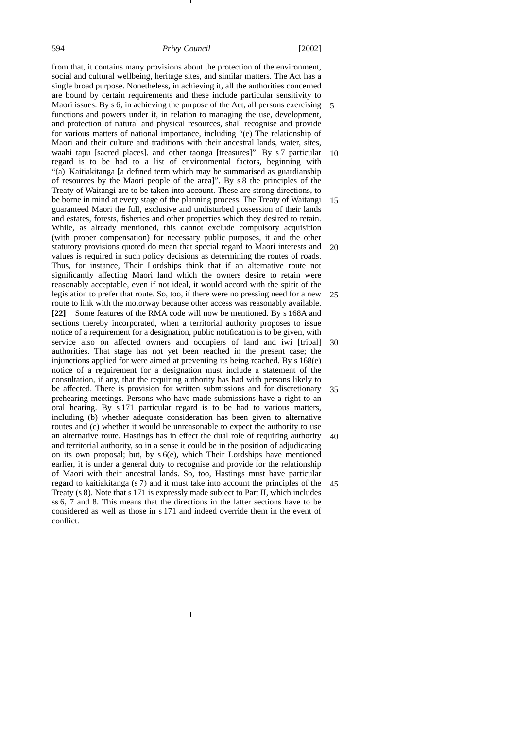from that, it contains many provisions about the protection of the environment, social and cultural wellbeing, heritage sites, and similar matters. The Act has a single broad purpose. Nonetheless, in achieving it, all the authorities concerned are bound by certain requirements and these include particular sensitivity to Maori issues. By s 6, in achieving the purpose of the Act, all persons exercising functions and powers under it, in relation to managing the use, development, and protection of natural and physical resources, shall recognise and provide for various matters of national importance, including "(e) The relationship of Maori and their culture and traditions with their ancestral lands, water, sites, waahi tapu [sacred places], and other taonga [treasures]". By s 7 particular regard is to be had to a list of environmental factors, beginning with "(a) Kaitiakitanga [a defined term which may be summarised as guardianship of resources by the Maori people of the area]". By s 8 the principles of the Treaty of Waitangi are to be taken into account. These are strong directions, to be borne in mind at every stage of the planning process. The Treaty of Waitangi guaranteed Maori the full, exclusive and undisturbed possession of their lands and estates, forests, fisheries and other properties which they desired to retain. While, as already mentioned, this cannot exclude compulsory acquisition (with proper compensation) for necessary public purposes, it and the other statutory provisions quoted do mean that special regard to Maori interests and values is required in such policy decisions as determining the routes of roads. Thus, for instance, Their Lordships think that if an alternative route not significantly affecting Maori land which the owners desire to retain were reasonably acceptable, even if not ideal, it would accord with the spirit of the legislation to prefer that route. So, too, if there were no pressing need for a new route to link with the motorway because other access was reasonably available.

**[22]** Some features of the RMA code will now be mentioned. By s 168A and sections thereby incorporated, when a territorial authority proposes to issue notice of a requirement for a designation, public notification is to be given, with service also on affected owners and occupiers of land and iwi [tribal] authorities. That stage has not yet been reached in the present case; the injunctions applied for were aimed at preventing its being reached. By s 168(e) notice of a requirement for a designation must include a statement of the consultation, if any, that the requiring authority has had with persons likely to be affected. There is provision for written submissions and for discretionary prehearing meetings. Persons who have made submissions have a right to an oral hearing. By s 171 particular regard is to be had to various matters, including (b) whether adequate consideration has been given to alternative routes and (c) whether it would be unreasonable to expect the authority to use an alternative route. Hastings has in effect the dual role of requiring authority and territorial authority, so in a sense it could be in the position of adjudicating on its own proposal; but, by s 6(e), which Their Lordships have mentioned earlier, it is under a general duty to recognise and provide for the relationship of Maori with their ancestral lands. So, too, Hastings must have particular regard to kaitiakitanga (s 7) and it must take into account the principles of the Treaty (s 8). Note that s 171 is expressly made subject to Part II, which includes ss 6, 7 and 8. This means that the directions in the latter sections have to be considered as well as those in s 171 and indeed override them in the event of conflict.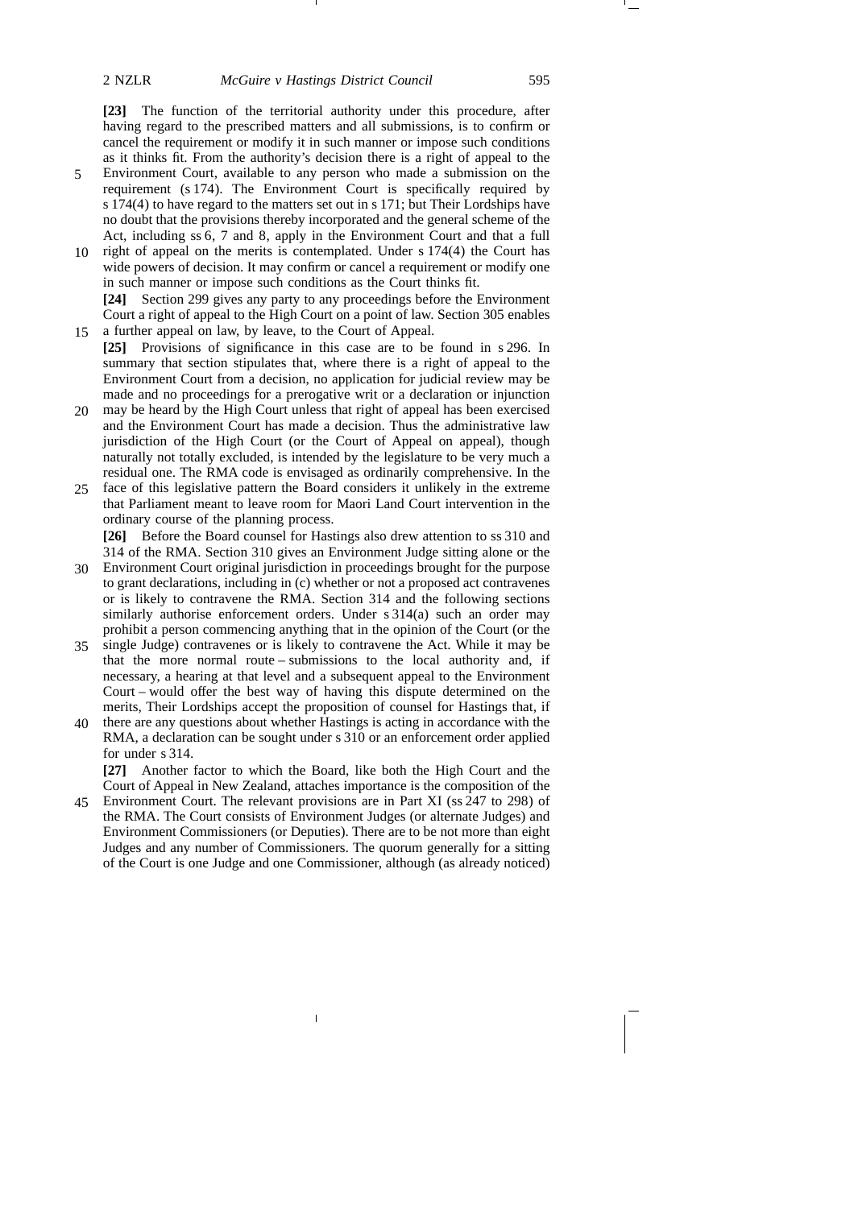**[23]** The function of the territorial authority under this procedure, after having regard to the prescribed matters and all submissions, is to confirm or cancel the requirement or modify it in such manner or impose such conditions as it thinks fit. From the authority's decision there is a right of appeal to the Environment Court, available to any person who made a submission on the requirement (s 174). The Environment Court is specifically required by s 174(4) to have regard to the matters set out in s 171; but Their Lordships have no doubt that the provisions thereby incorporated and the general scheme of the Act, including ss 6, 7 and 8, apply in the Environment Court and that a full right of appeal on the merits is contemplated. Under s 174(4) the Court has wide powers of decision. It may confirm or cancel a requirement or modify one in such manner or impose such conditions as the Court thinks fit.

**[24]** Section 299 gives any party to any proceedings before the Environment Court a right of appeal to the High Court on a point of law. Section 305 enables a further appeal on law, by leave, to the Court of Appeal.

**[25]** Provisions of significance in this case are to be found in s 296. In summary that section stipulates that, where there is a right of appeal to the Environment Court from a decision, no application for judicial review may be made and no proceedings for a prerogative writ or a declaration or injunction may be heard by the High Court unless that right of appeal has been exercised and the Environment Court has made a decision. Thus the administrative law jurisdiction of the High Court (or the Court of Appeal on appeal), though naturally not totally excluded, is intended by the legislature to be very much a residual one. The RMA code is envisaged as ordinarily comprehensive. In the face of this legislative pattern the Board considers it unlikely in the extreme that Parliament meant to leave room for Maori Land Court intervention in the ordinary course of the planning process.

**[26]** Before the Board counsel for Hastings also drew attention to ss 310 and 314 of the RMA. Section 310 gives an Environment Judge sitting alone or the Environment Court original jurisdiction in proceedings brought for the purpose to grant declarations, including in (c) whether or not a proposed act contravenes or is likely to contravene the RMA. Section 314 and the following sections similarly authorise enforcement orders. Under s 314(a) such an order may prohibit a person commencing anything that in the opinion of the Court (or the single Judge) contravenes or is likely to contravene the Act. While it may be that the more normal route – submissions to the local authority and, if necessary, a hearing at that level and a subsequent appeal to the Environment Court – would offer the best way of having this dispute determined on the merits, Their Lordships accept the proposition of counsel for Hastings that, if there are any questions about whether Hastings is acting in accordance with the RMA, a declaration can be sought under s 310 or an enforcement order applied for under s 314.

**[27]** Another factor to which the Board, like both the High Court and the Court of Appeal in New Zealand, attaches importance is the composition of the Environment Court. The relevant provisions are in Part XI (ss 247 to 298) of the RMA. The Court consists of Environment Judges (or alternate Judges) and Environment Commissioners (or Deputies). There are to be not more than eight Judges and any number of Commissioners. The quorum generally for a sitting of the Court is one Judge and one Commissioner, although (as already noticed)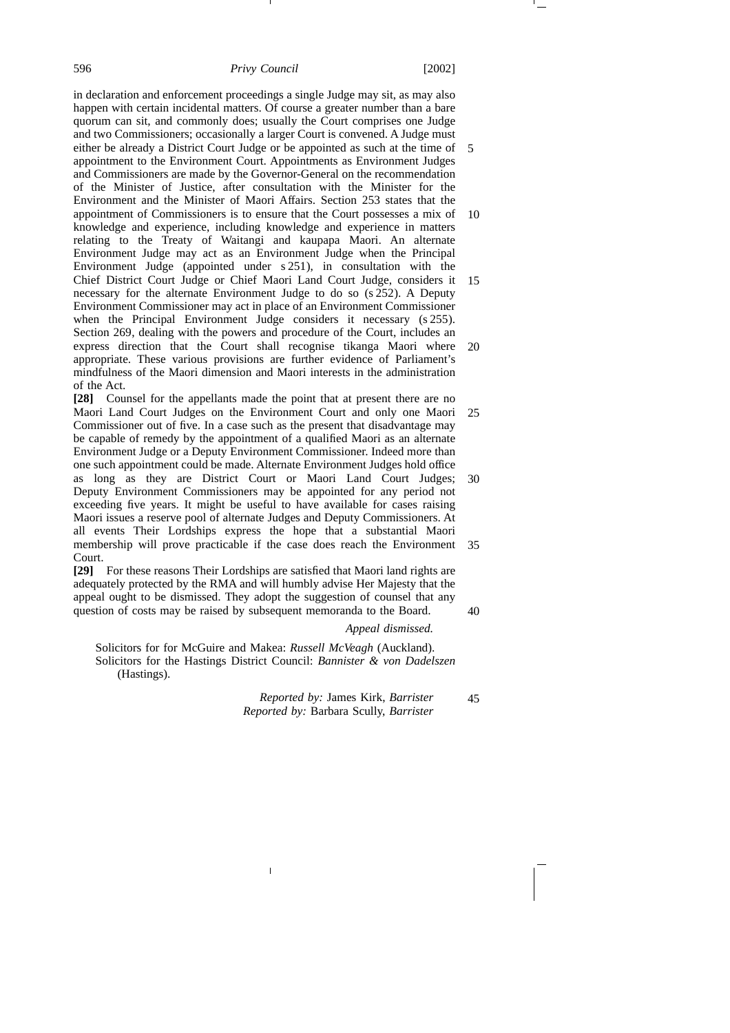in declaration and enforcement proceedings a single Judge may sit, as may also happen with certain incidental matters. Of course a greater number than a bare quorum can sit, and commonly does; usually the Court comprises one Judge and two Commissioners; occasionally a larger Court is convened. A Judge must either be already a District Court Judge or be appointed as such at the time of appointment to the Environment Court. Appointments as Environment Judges and Commissioners are made by the Governor-General on the recommendation of the Minister of Justice, after consultation with the Minister for the Environment and the Minister of Maori Affairs. Section 253 states that the appointment of Commissioners is to ensure that the Court possesses a mix of knowledge and experience, including knowledge and experience in matters relating to the Treaty of Waitangi and kaupapa Maori. An alternate Environment Judge may act as an Environment Judge when the Principal Environment Judge (appointed under s 251), in consultation with the Chief District Court Judge or Chief Maori Land Court Judge, considers it necessary for the alternate Environment Judge to do so (s 252). A Deputy Environment Commissioner may act in place of an Environment Commissioner when the Principal Environment Judge considers it necessary (s 255). Section 269, dealing with the powers and procedure of the Court, includes an express direction that the Court shall recognise tikanga Maori where appropriate. These various provisions are further evidence of Parliament's mindfulness of the Maori dimension and Maori interests in the administration of the Act.

**[28]** Counsel for the appellants made the point that at present there are no Maori Land Court Judges on the Environment Court and only one Maori Commissioner out of five. In a case such as the present that disadvantage may be capable of remedy by the appointment of a qualified Maori as an alternate Environment Judge or a Deputy Environment Commissioner. Indeed more than one such appointment could be made. Alternate Environment Judges hold office as long as they are District Court or Maori Land Court Judges; Deputy Environment Commissioners may be appointed for any period not exceeding five years. It might be useful to have available for cases raising Maori issues a reserve pool of alternate Judges and Deputy Commissioners. At all events Their Lordships express the hope that a substantial Maori membership will prove practicable if the case does reach the Environment Court.

**[29]** For these reasons Their Lordships are satisfied that Maori land rights are adequately protected by the RMA and will humbly advise Her Majesty that the appeal ought to be dismissed. They adopt the suggestion of counsel that any question of costs may be raised by subsequent memoranda to the Board.

*Appeal dismissed.*

Solicitors for for McGuire and Makea: *Russell McVeagh* (Auckland).
Solicitors for the Hastings District Council: *Bannister & von Dadelszen* (Hastings).

*Reported by:* James Kirk, *Barrister*
*Reported by:* Barbara Scully, *Barrister*